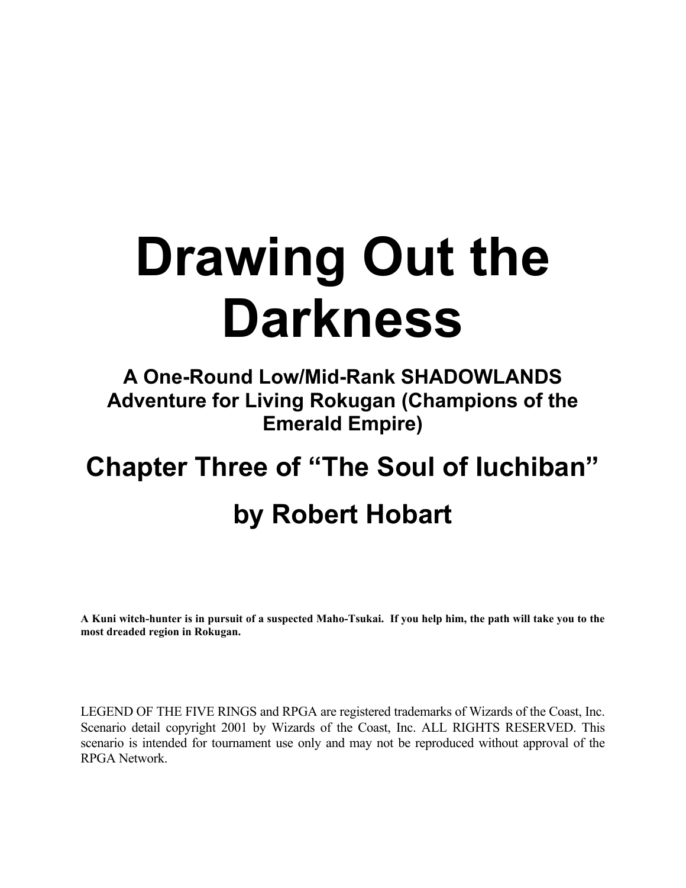# Drawing Out the Darkness

### A One-Round Low/Mid-Rank SHADOWLANDS Adventure for Living Rokugan (Champions of the Emerald Empire)

## Chapter Three of "The Soul of Iuchiban"

## by Robert Hobart

**A Kuni witch-hunter is in pursuit of a suspected Maho-Tsukai. If you help him, the path will take you to the most dreaded region in Rokugan.**

LEGEND OF THE FIVE RINGS and RPGA are registered trademarks of Wizards of the Coast, Inc. Scenario detail copyright 2001 by Wizards of the Coast, Inc. ALL RIGHTS RESERVED. This scenario is intended for tournament use only and may not be reproduced without approval of the RPGA Network.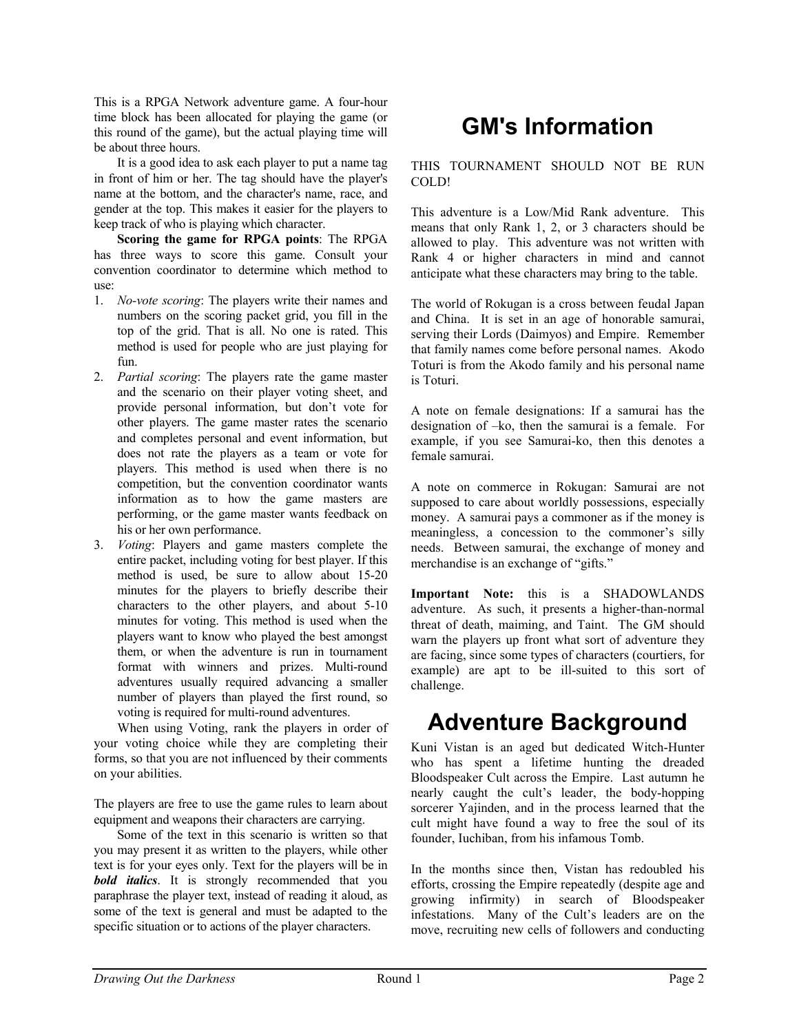This is a RPGA Network adventure game. A four-hour time block has been allocated for playing the game (or this round of the game), but the actual playing time will be about three hours.

It is a good idea to ask each player to put a name tag in front of him or her. The tag should have the player's name at the bottom, and the character's name, race, and gender at the top. This makes it easier for the players to keep track of who is playing which character.

**Scoring the game for RPGA points**: The RPGA has three ways to score this game. Consult your convention coordinator to determine which method to use:

1. *No-vote scoring*: The players write their names and numbers on the scoring packet grid, you fill in the top of the grid. That is all. No one is rated. This method is used for people who are just playing for fun.
2. *Partial scoring*: The players rate the game master and the scenario on their player voting sheet, and provide personal information, but don't vote for other players. The game master rates the scenario and completes personal and event information, but does not rate the players as a team or vote for players. This method is used when there is no competition, but the convention coordinator wants information as to how the game masters are performing, or the game master wants feedback on his or her own performance.
3. *Voting*: Players and game masters complete the entire packet, including voting for best player. If this method is used, be sure to allow about 15-20 minutes for the players to briefly describe their characters to the other players, and about 5-10 minutes for voting. This method is used when the players want to know who played the best amongst them, or when the adventure is run in tournament format with winners and prizes. Multi-round adventures usually required advancing a smaller number of players than played the first round, so voting is required for multi-round adventures.

When using Voting, rank the players in order of your voting choice while they are completing their forms, so that you are not influenced by their comments on your abilities.

The players are free to use the game rules to learn about equipment and weapons their characters are carrying.

Some of the text in this scenario is written so that you may present it as written to the players, while other text is for your eyes only. Text for the players will be in ***bold italics***. It is strongly recommended that you paraphrase the player text, instead of reading it aloud, as some of the text is general and must be adapted to the specific situation or to actions of the player characters.

# GM's Information

THIS TOURNAMENT SHOULD NOT BE RUN COLD!

This adventure is a Low/Mid Rank adventure. This means that only Rank 1, 2, or 3 characters should be allowed to play. This adventure was not written with Rank 4 or higher characters in mind and cannot anticipate what these characters may bring to the table.

The world of Rokugan is a cross between feudal Japan and China. It is set in an age of honorable samurai, serving their Lords (Daimyos) and Empire. Remember that family names come before personal names. Akodo Toturi is from the Akodo family and his personal name is Toturi.

A note on female designations: If a samurai has the designation of –ko, then the samurai is a female. For example, if you see Samurai-ko, then this denotes a female samurai.

A note on commerce in Rokugan: Samurai are not supposed to care about worldly possessions, especially money. A samurai pays a commoner as if the money is meaningless, a concession to the commoner's silly needs. Between samurai, the exchange of money and merchandise is an exchange of "gifts."

**Important Note:** this is a SHADOWLANDS adventure. As such, it presents a higher-than-normal threat of death, maiming, and Taint. The GM should warn the players up front what sort of adventure they are facing, since some types of characters (courtiers, for example) are apt to be ill-suited to this sort of challenge.

# Adventure Background

Kuni Vistan is an aged but dedicated Witch-Hunter who has spent a lifetime hunting the dreaded Bloodspeaker Cult across the Empire. Last autumn he nearly caught the cult's leader, the body-hopping sorcerer Yajinden, and in the process learned that the cult might have found a way to free the soul of its founder, Iuchiban, from his infamous Tomb.

In the months since then, Vistan has redoubled his efforts, crossing the Empire repeatedly (despite age and growing infirmity) in search of Bloodspeaker infestations. Many of the Cult's leaders are on the move, recruiting new cells of followers and conducting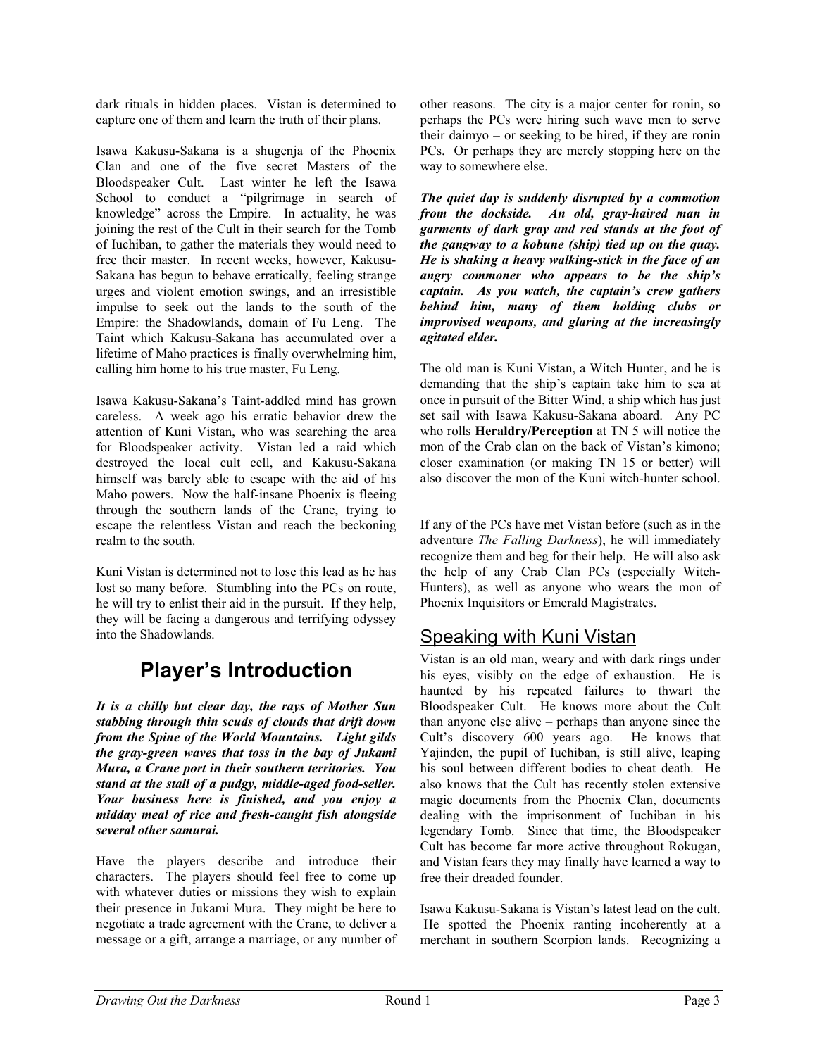dark rituals in hidden places. Vistan is determined to capture one of them and learn the truth of their plans.

Isawa Kakusu-Sakana is a shugenja of the Phoenix Clan and one of the five secret Masters of the Bloodspeaker Cult. Last winter he left the Isawa School to conduct a "pilgrimage in search of knowledge" across the Empire. In actuality, he was joining the rest of the Cult in their search for the Tomb of Iuchiban, to gather the materials they would need to free their master. In recent weeks, however, Kakusu-Sakana has begun to behave erratically, feeling strange urges and violent emotion swings, and an irresistible impulse to seek out the lands to the south of the Empire: the Shadowlands, domain of Fu Leng. The Taint which Kakusu-Sakana has accumulated over a lifetime of Maho practices is finally overwhelming him, calling him home to his true master, Fu Leng.

Isawa Kakusu-Sakana's Taint-addled mind has grown careless. A week ago his erratic behavior drew the attention of Kuni Vistan, who was searching the area for Bloodspeaker activity. Vistan led a raid which destroyed the local cult cell, and Kakusu-Sakana himself was barely able to escape with the aid of his Maho powers. Now the half-insane Phoenix is fleeing through the southern lands of the Crane, trying to escape the relentless Vistan and reach the beckoning realm to the south.

Kuni Vistan is determined not to lose this lead as he has lost so many before. Stumbling into the PCs on route, he will try to enlist their aid in the pursuit. If they help, they will be facing a dangerous and terrifying odyssey into the Shadowlands.

# Player's Introduction

***It is a chilly but clear day, the rays of Mother Sun stabbing through thin scuds of clouds that drift down from the Spine of the World Mountains. Light gilds the gray-green waves that toss in the bay of Jukami Mura, a Crane port in their southern territories. You stand at the stall of a pudgy, middle-aged food-seller. Your business here is finished, and you enjoy a midday meal of rice and fresh-caught fish alongside several other samurai.***

Have the players describe and introduce their characters. The players should feel free to come up with whatever duties or missions they wish to explain their presence in Jukami Mura. They might be here to negotiate a trade agreement with the Crane, to deliver a message or a gift, arrange a marriage, or any number of other reasons. The city is a major center for ronin, so perhaps the PCs were hiring such wave men to serve their daimyo – or seeking to be hired, if they are ronin PCs. Or perhaps they are merely stopping here on the way to somewhere else.

***The quiet day is suddenly disrupted by a commotion from the dockside. An old, gray-haired man in garments of dark gray and red stands at the foot of the gangway to a kobune (ship) tied up on the quay. He is shaking a heavy walking-stick in the face of an angry commoner who appears to be the ship's captain. As you watch, the captain's crew gathers behind him, many of them holding clubs or improvised weapons, and glaring at the increasingly agitated elder.***

The old man is Kuni Vistan, a Witch Hunter, and he is demanding that the ship's captain take him to sea at once in pursuit of the Bitter Wind, a ship which has just set sail with Isawa Kakusu-Sakana aboard. Any PC who rolls **Heraldry/Perception** at TN 5 will notice the mon of the Crab clan on the back of Vistan's kimono; closer examination (or making TN 15 or better) will also discover the mon of the Kuni witch-hunter school.

If any of the PCs have met Vistan before (such as in the adventure *The Falling Darkness*), he will immediately recognize them and beg for their help. He will also ask the help of any Crab Clan PCs (especially Witch-Hunters), as well as anyone who wears the mon of Phoenix Inquisitors or Emerald Magistrates.

## Speaking with Kuni Vistan

Vistan is an old man, weary and with dark rings under his eyes, visibly on the edge of exhaustion. He is haunted by his repeated failures to thwart the Bloodspeaker Cult. He knows more about the Cult than anyone else alive – perhaps than anyone since the Cult's discovery 600 years ago. He knows that Yajinden, the pupil of Iuchiban, is still alive, leaping his soul between different bodies to cheat death. He also knows that the Cult has recently stolen extensive magic documents from the Phoenix Clan, documents dealing with the imprisonment of Iuchiban in his legendary Tomb. Since that time, the Bloodspeaker Cult has become far more active throughout Rokugan, and Vistan fears they may finally have learned a way to free their dreaded founder.

Isawa Kakusu-Sakana is Vistan's latest lead on the cult. He spotted the Phoenix ranting incoherently at a merchant in southern Scorpion lands. Recognizing a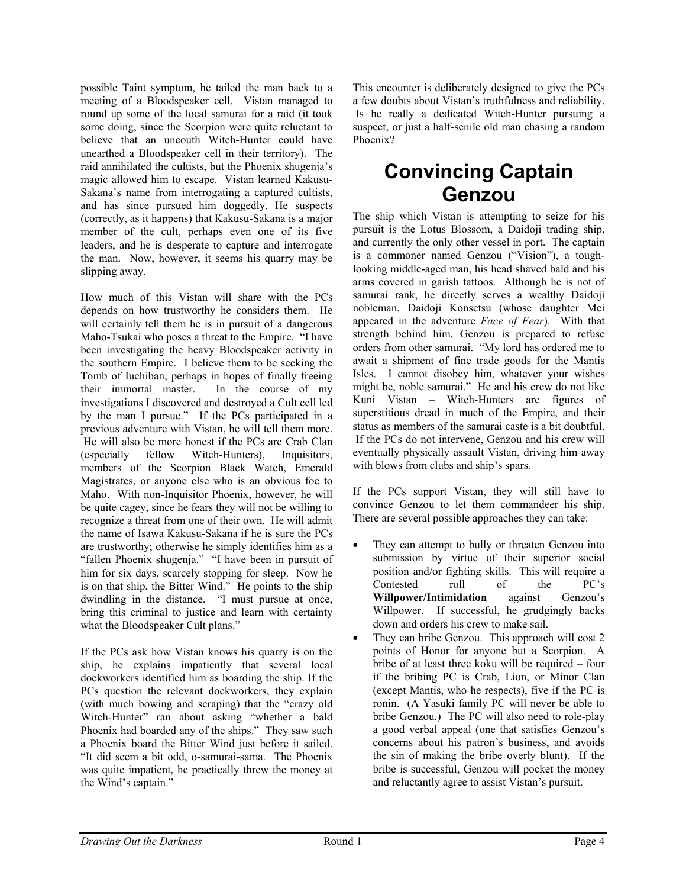possible Taint symptom, he tailed the man back to a meeting of a Bloodspeaker cell. Vistan managed to round up some of the local samurai for a raid (it took some doing, since the Scorpion were quite reluctant to believe that an uncouth Witch-Hunter could have unearthed a Bloodspeaker cell in their territory). The raid annihilated the cultists, but the Phoenix shugenja's magic allowed him to escape. Vistan learned Kakusu-Sakana's name from interrogating a captured cultists, and has since pursued him doggedly. He suspects (correctly, as it happens) that Kakusu-Sakana is a major member of the cult, perhaps even one of its five leaders, and he is desperate to capture and interrogate the man. Now, however, it seems his quarry may be slipping away.

How much of this Vistan will share with the PCs depends on how trustworthy he considers them. He will certainly tell them he is in pursuit of a dangerous Maho-Tsukai who poses a threat to the Empire. "I have been investigating the heavy Bloodspeaker activity in the southern Empire. I believe them to be seeking the Tomb of Iuchiban, perhaps in hopes of finally freeing their immortal master. In the course of my investigations I discovered and destroyed a Cult cell led by the man I pursue." If the PCs participated in a previous adventure with Vistan, he will tell them more. He will also be more honest if the PCs are Crab Clan (especially fellow Witch-Hunters), Inquisitors, members of the Scorpion Black Watch, Emerald Magistrates, or anyone else who is an obvious foe to Maho. With non-Inquisitor Phoenix, however, he will be quite cagey, since he fears they will not be willing to recognize a threat from one of their own. He will admit the name of Isawa Kakusu-Sakana if he is sure the PCs are trustworthy; otherwise he simply identifies him as a "fallen Phoenix shugenja." "I have been in pursuit of him for six days, scarcely stopping for sleep. Now he is on that ship, the Bitter Wind." He points to the ship dwindling in the distance. "I must pursue at once, bring this criminal to justice and learn with certainty what the Bloodspeaker Cult plans."

If the PCs ask how Vistan knows his quarry is on the ship, he explains impatiently that several local dockworkers identified him as boarding the ship. If the PCs question the relevant dockworkers, they explain (with much bowing and scraping) that the "crazy old Witch-Hunter" ran about asking "whether a bald Phoenix had boarded any of the ships." They saw such a Phoenix board the Bitter Wind just before it sailed. "It did seem a bit odd, o-samurai-sama. The Phoenix was quite impatient, he practically threw the money at the Wind's captain."

This encounter is deliberately designed to give the PCs a few doubts about Vistan's truthfulness and reliability. Is he really a dedicated Witch-Hunter pursuing a suspect, or just a half-senile old man chasing a random Phoenix?

# Convincing Captain Genzou

The ship which Vistan is attempting to seize for his pursuit is the Lotus Blossom, a Daidoji trading ship, and currently the only other vessel in port. The captain is a commoner named Genzou ("Vision"), a tough-looking middle-aged man, his head shaved bald and his arms covered in garish tattoos. Although he is not of samurai rank, he directly serves a wealthy Daidoji nobleman, Daidoji Konsetsu (whose daughter Mei appeared in the adventure *Face of Fear*). With that strength behind him, Genzou is prepared to refuse orders from other samurai. "My lord has ordered me to await a shipment of fine trade goods for the Mantis Isles. I cannot disobey him, whatever your wishes might be, noble samurai." He and his crew do not like Kuni Vistan – Witch-Hunters are figures of superstitious dread in much of the Empire, and their status as members of the samurai caste is a bit doubtful. If the PCs do not intervene, Genzou and his crew will eventually physically assault Vistan, driving him away with blows from clubs and ship's spars.

If the PCs support Vistan, they will still have to convince Genzou to let them commandeer his ship. There are several possible approaches they can take:

- They can attempt to bully or threaten Genzou into submission by virtue of their superior social position and/or fighting skills. This will require a Contested roll of the PC's **Willpower/Intimidation** against Genzou's Willpower. If successful, he grudgingly backs down and orders his crew to make sail.
- They can bribe Genzou. This approach will cost 2 points of Honor for anyone but a Scorpion. A bribe of at least three koku will be required – four if the bribing PC is Crab, Lion, or Minor Clan (except Mantis, who he respects), five if the PC is ronin. (A Yasuki family PC will never be able to bribe Genzou.) The PC will also need to role-play a good verbal appeal (one that satisfies Genzou's concerns about his patron's business, and avoids the sin of making the bribe overly blunt). If the bribe is successful, Genzou will pocket the money and reluctantly agree to assist Vistan's pursuit.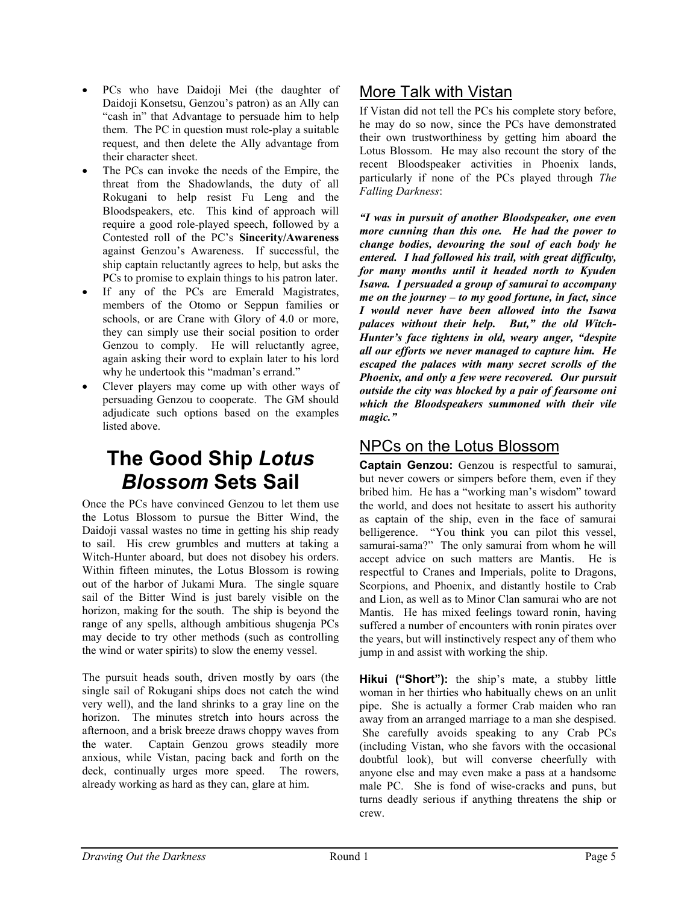- PCs who have Daidoji Mei (the daughter of Daidoji Konsetsu, Genzou's patron) as an Ally can "cash in" that Advantage to persuade him to help them. The PC in question must role-play a suitable request, and then delete the Ally advantage from their character sheet.
- The PCs can invoke the needs of the Empire, the threat from the Shadowlands, the duty of all Rokugani to help resist Fu Leng and the Bloodspeakers, etc. This kind of approach will require a good role-played speech, followed by a Contested roll of the PC's **Sincerity/Awareness** against Genzou's Awareness. If successful, the ship captain reluctantly agrees to help, but asks the PCs to promise to explain things to his patron later.
- If any of the PCs are Emerald Magistrates, members of the Otomo or Seppun families or schools, or are Crane with Glory of 4.0 or more, they can simply use their social position to order Genzou to comply. He will reluctantly agree, again asking their word to explain later to his lord why he undertook this "madman's errand."
- Clever players may come up with other ways of persuading Genzou to cooperate. The GM should adjudicate such options based on the examples listed above.

# The Good Ship *Lotus Blossom* Sets Sail

Once the PCs have convinced Genzou to let them use the Lotus Blossom to pursue the Bitter Wind, the Daidoji vassal wastes no time in getting his ship ready to sail. His crew grumbles and mutters at taking a Witch-Hunter aboard, but does not disobey his orders. Within fifteen minutes, the Lotus Blossom is rowing out of the harbor of Jukami Mura. The single square sail of the Bitter Wind is just barely visible on the horizon, making for the south. The ship is beyond the range of any spells, although ambitious shugenja PCs may decide to try other methods (such as controlling the wind or water spirits) to slow the enemy vessel.

The pursuit heads south, driven mostly by oars (the single sail of Rokugani ships does not catch the wind very well), and the land shrinks to a gray line on the horizon. The minutes stretch into hours across the afternoon, and a brisk breeze draws choppy waves from the water. Captain Genzou grows steadily more anxious, while Vistan, pacing back and forth on the deck, continually urges more speed. The rowers, already working as hard as they can, glare at him.

## More Talk with Vistan

If Vistan did not tell the PCs his complete story before, he may do so now, since the PCs have demonstrated their own trustworthiness by getting him aboard the Lotus Blossom. He may also recount the story of the recent Bloodspeaker activities in Phoenix lands, particularly if none of the PCs played through *The Falling Darkness*:

***"I was in pursuit of another Bloodspeaker, one even more cunning than this one. He had the power to change bodies, devouring the soul of each body he entered. I had followed his trail, with great difficulty, for many months until it headed north to Kyuden Isawa. I persuaded a group of samurai to accompany me on the journey – to my good fortune, in fact, since I would never have been allowed into the Isawa palaces without their help. But," the old Witch-Hunter's face tightens in old, weary anger, "despite all our efforts we never managed to capture him. He escaped the palaces with many secret scrolls of the Phoenix, and only a few were recovered. Our pursuit outside the city was blocked by a pair of fearsome oni which the Bloodspeakers summoned with their vile magic."***

## NPCs on the Lotus Blossom

**Captain Genzou:** Genzou is respectful to samurai, but never cowers or simpers before them, even if they bribed him. He has a "working man's wisdom" toward the world, and does not hesitate to assert his authority as captain of the ship, even in the face of samurai belligerence. "You think you can pilot this vessel, samurai-sama?" The only samurai from whom he will accept advice on such matters are Mantis. He is respectful to Cranes and Imperials, polite to Dragons, Scorpions, and Phoenix, and distantly hostile to Crab and Lion, as well as to Minor Clan samurai who are not Mantis. He has mixed feelings toward ronin, having suffered a number of encounters with ronin pirates over the years, but will instinctively respect any of them who jump in and assist with working the ship.

**Hikui ("Short"):** the ship's mate, a stubby little woman in her thirties who habitually chews on an unlit pipe. She is actually a former Crab maiden who ran away from an arranged marriage to a man she despised. She carefully avoids speaking to any Crab PCs (including Vistan, who she favors with the occasional doubtful look), but will converse cheerfully with anyone else and may even make a pass at a handsome male PC. She is fond of wise-cracks and puns, but turns deadly serious if anything threatens the ship or crew.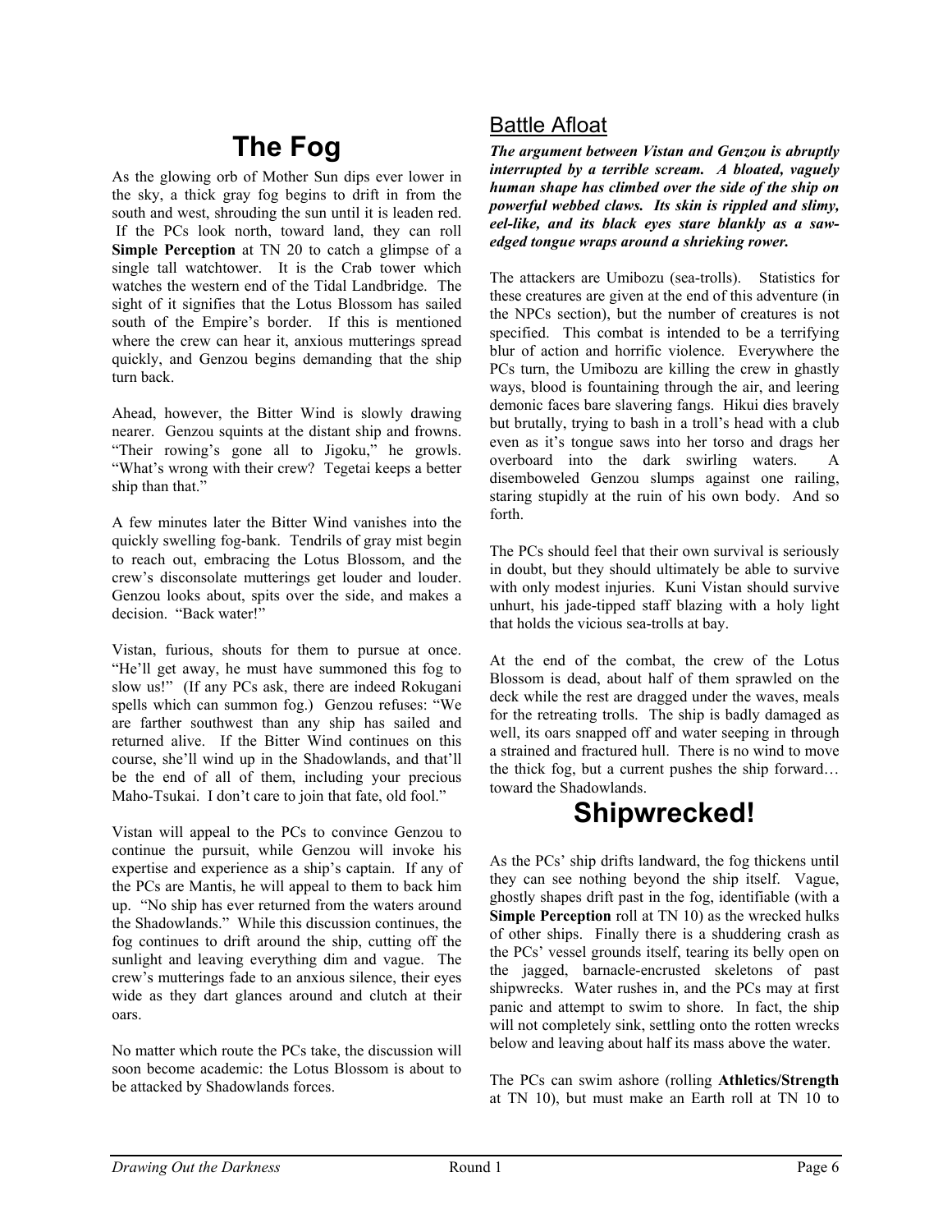# The Fog

As the glowing orb of Mother Sun dips ever lower in the sky, a thick gray fog begins to drift in from the south and west, shrouding the sun until it is leaden red. If the PCs look north, toward land, they can roll **Simple Perception** at TN 20 to catch a glimpse of a single tall watchtower. It is the Crab tower which watches the western end of the Tidal Landbridge. The sight of it signifies that the Lotus Blossom has sailed south of the Empire's border. If this is mentioned where the crew can hear it, anxious mutterings spread quickly, and Genzou begins demanding that the ship turn back.

Ahead, however, the Bitter Wind is slowly drawing nearer. Genzou squints at the distant ship and frowns. "Their rowing's gone all to Jigoku," he growls. "What's wrong with their crew? Tegetai keeps a better ship than that."

A few minutes later the Bitter Wind vanishes into the quickly swelling fog-bank. Tendrils of gray mist begin to reach out, embracing the Lotus Blossom, and the crew's disconsolate mutterings get louder and louder. Genzou looks about, spits over the side, and makes a decision. "Back water!"

Vistan, furious, shouts for them to pursue at once. "He'll get away, he must have summoned this fog to slow us!" (If any PCs ask, there are indeed Rokugani spells which can summon fog.) Genzou refuses: "We are farther southwest than any ship has sailed and returned alive. If the Bitter Wind continues on this course, she'll wind up in the Shadowlands, and that'll be the end of all of them, including your precious Maho-Tsukai. I don't care to join that fate, old fool."

Vistan will appeal to the PCs to convince Genzou to continue the pursuit, while Genzou will invoke his expertise and experience as a ship's captain. If any of the PCs are Mantis, he will appeal to them to back him up. "No ship has ever returned from the waters around the Shadowlands." While this discussion continues, the fog continues to drift around the ship, cutting off the sunlight and leaving everything dim and vague. The crew's mutterings fade to an anxious silence, their eyes wide as they dart glances around and clutch at their oars.

No matter which route the PCs take, the discussion will soon become academic: the Lotus Blossom is about to be attacked by Shadowlands forces.

## Battle Afloat

***The argument between Vistan and Genzou is abruptly interrupted by a terrible scream. A bloated, vaguely human shape has climbed over the side of the ship on powerful webbed claws. Its skin is rippled and slimy, eel-like, and its black eyes stare blankly as a saw-edged tongue wraps around a shrieking rower.***

The attackers are Umibozu (sea-trolls). Statistics for these creatures are given at the end of this adventure (in the NPCs section), but the number of creatures is not specified. This combat is intended to be a terrifying blur of action and horrific violence. Everywhere the PCs turn, the Umibozu are killing the crew in ghastly ways, blood is fountaining through the air, and leering demonic faces bare slavering fangs. Hikui dies bravely but brutally, trying to bash in a troll's head with a club even as it's tongue saws into her torso and drags her overboard into the dark swirling waters. A disemboweled Genzou slumps against one railing, staring stupidly at the ruin of his own body. And so forth.

The PCs should feel that their own survival is seriously in doubt, but they should ultimately be able to survive with only modest injuries. Kuni Vistan should survive unhurt, his jade-tipped staff blazing with a holy light that holds the vicious sea-trolls at bay.

At the end of the combat, the crew of the Lotus Blossom is dead, about half of them sprawled on the deck while the rest are dragged under the waves, meals for the retreating trolls. The ship is badly damaged as well, its oars snapped off and water seeping in through a strained and fractured hull. There is no wind to move the thick fog, but a current pushes the ship forward… toward the Shadowlands.

# Shipwrecked!

As the PCs' ship drifts landward, the fog thickens until they can see nothing beyond the ship itself. Vague, ghostly shapes drift past in the fog, identifiable (with a **Simple Perception** roll at TN 10) as the wrecked hulks of other ships. Finally there is a shuddering crash as the PCs' vessel grounds itself, tearing its belly open on the jagged, barnacle-encrusted skeletons of past shipwrecks. Water rushes in, and the PCs may at first panic and attempt to swim to shore. In fact, the ship will not completely sink, settling onto the rotten wrecks below and leaving about half its mass above the water.

The PCs can swim ashore (rolling **Athletics/Strength** at TN 10), but must make an Earth roll at TN 10 to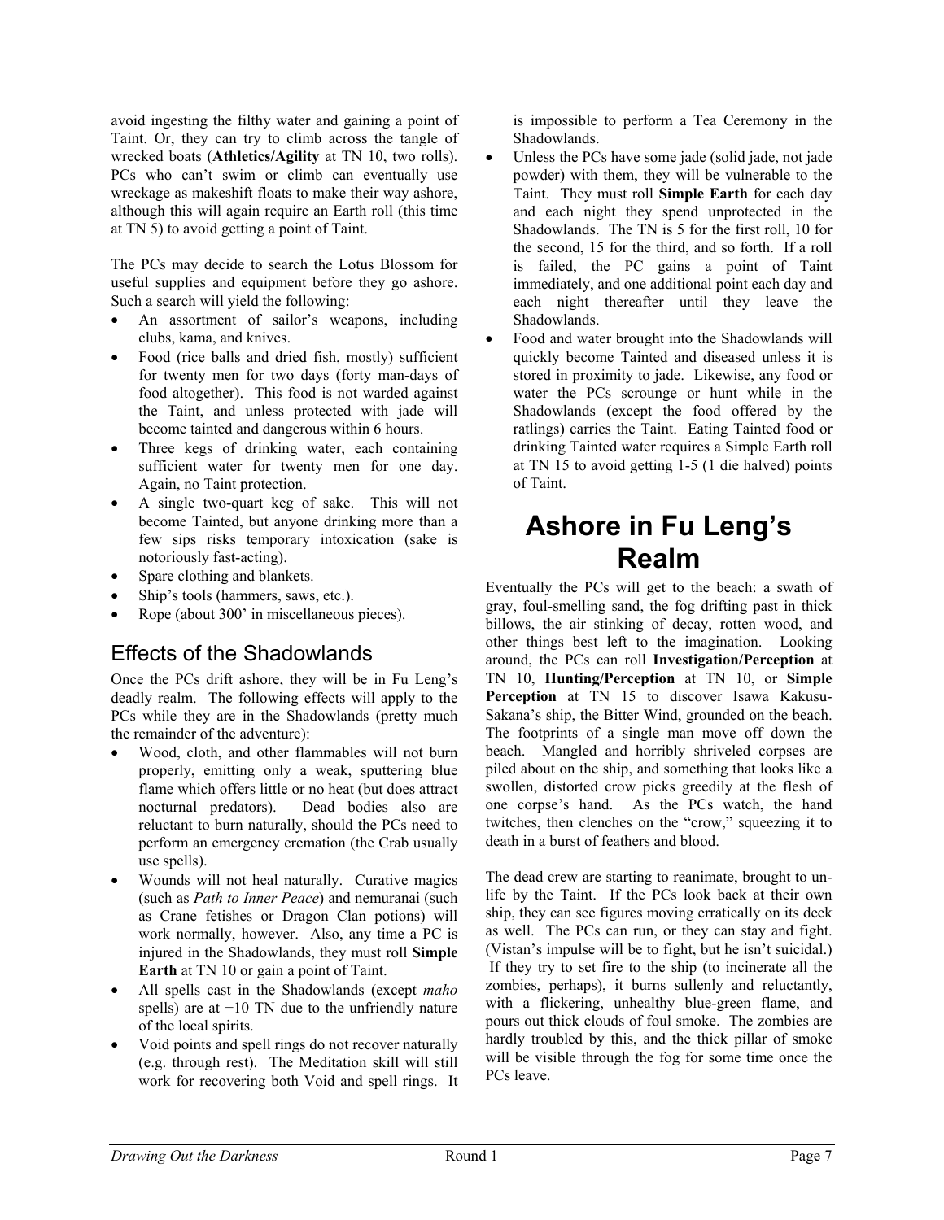avoid ingesting the filthy water and gaining a point of Taint. Or, they can try to climb across the tangle of wrecked boats (**Athletics/Agility** at TN 10, two rolls). PCs who can't swim or climb can eventually use wreckage as makeshift floats to make their way ashore, although this will again require an Earth roll (this time at TN 5) to avoid getting a point of Taint.

The PCs may decide to search the Lotus Blossom for useful supplies and equipment before they go ashore. Such a search will yield the following:

- An assortment of sailor's weapons, including clubs, kama, and knives.
- Food (rice balls and dried fish, mostly) sufficient for twenty men for two days (forty man-days of food altogether). This food is not warded against the Taint, and unless protected with jade will become tainted and dangerous within 6 hours.
- Three kegs of drinking water, each containing sufficient water for twenty men for one day. Again, no Taint protection.
- A single two-quart keg of sake. This will not become Tainted, but anyone drinking more than a few sips risks temporary intoxication (sake is notoriously fast-acting).
- Spare clothing and blankets.
- Ship's tools (hammers, saws, etc.).
- Rope (about 300' in miscellaneous pieces).

## Effects of the Shadowlands

Once the PCs drift ashore, they will be in Fu Leng's deadly realm. The following effects will apply to the PCs while they are in the Shadowlands (pretty much the remainder of the adventure):

- Wood, cloth, and other flammables will not burn properly, emitting only a weak, sputtering blue flame which offers little or no heat (but does attract nocturnal predators). Dead bodies also are reluctant to burn naturally, should the PCs need to perform an emergency cremation (the Crab usually use spells).
- Wounds will not heal naturally. Curative magics (such as *Path to Inner Peace*) and nemuranai (such as Crane fetishes or Dragon Clan potions) will work normally, however. Also, any time a PC is injured in the Shadowlands, they must roll **Simple Earth** at TN 10 or gain a point of Taint.
- All spells cast in the Shadowlands (except *maho* spells) are at +10 TN due to the unfriendly nature of the local spirits.
- Void points and spell rings do not recover naturally (e.g. through rest). The Meditation skill will still work for recovering both Void and spell rings. It is impossible to perform a Tea Ceremony in the Shadowlands.
- Unless the PCs have some jade (solid jade, not jade powder) with them, they will be vulnerable to the Taint. They must roll **Simple Earth** for each day and each night they spend unprotected in the Shadowlands. The TN is 5 for the first roll, 10 for the second, 15 for the third, and so forth. If a roll is failed, the PC gains a point of Taint immediately, and one additional point each day and each night thereafter until they leave the Shadowlands.
- Food and water brought into the Shadowlands will quickly become Tainted and diseased unless it is stored in proximity to jade. Likewise, any food or water the PCs scrounge or hunt while in the Shadowlands (except the food offered by the ratlings) carries the Taint. Eating Tainted food or drinking Tainted water requires a Simple Earth roll at TN 15 to avoid getting 1-5 (1 die halved) points of Taint.

# Ashore in Fu Leng's Realm

Eventually the PCs will get to the beach: a swath of gray, foul-smelling sand, the fog drifting past in thick billows, the air stinking of decay, rotten wood, and other things best left to the imagination. Looking around, the PCs can roll **Investigation/Perception** at TN 10, **Hunting/Perception** at TN 10, or **Simple Perception** at TN 15 to discover Isawa Kakusu-Sakana's ship, the Bitter Wind, grounded on the beach. The footprints of a single man move off down the beach. Mangled and horribly shriveled corpses are piled about on the ship, and something that looks like a swollen, distorted crow picks greedily at the flesh of one corpse's hand. As the PCs watch, the hand twitches, then clenches on the "crow," squeezing it to death in a burst of feathers and blood.

The dead crew are starting to reanimate, brought to un-life by the Taint. If the PCs look back at their own ship, they can see figures moving erratically on its deck as well. The PCs can run, or they can stay and fight. (Vistan's impulse will be to fight, but he isn't suicidal.) If they try to set fire to the ship (to incinerate all the zombies, perhaps), it burns sullenly and reluctantly, with a flickering, unhealthy blue-green flame, and pours out thick clouds of foul smoke. The zombies are hardly troubled by this, and the thick pillar of smoke will be visible through the fog for some time once the PCs leave.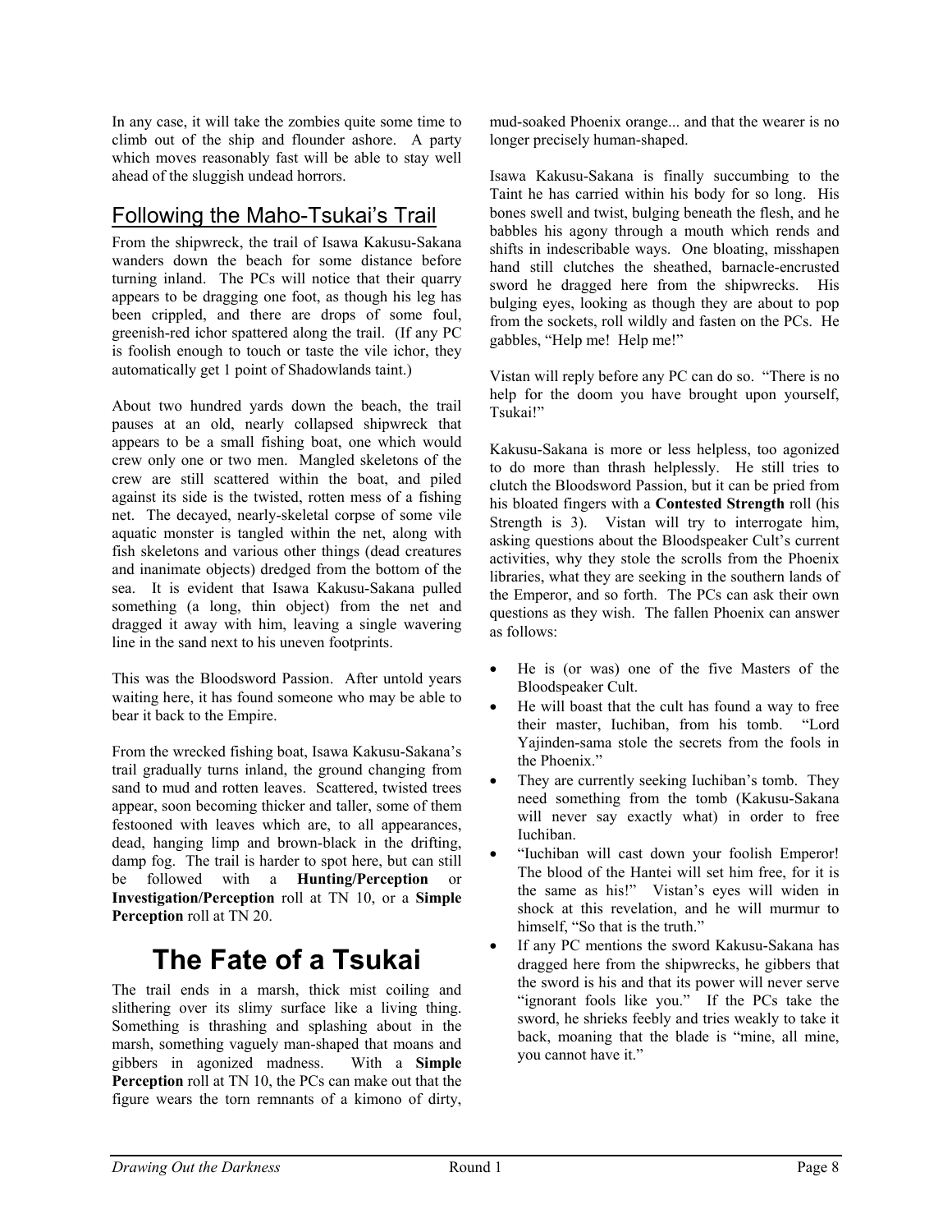In any case, it will take the zombies quite some time to climb out of the ship and flounder ashore. A party which moves reasonably fast will be able to stay well ahead of the sluggish undead horrors.

## Following the Maho-Tsukai's Trail

From the shipwreck, the trail of Isawa Kakusu-Sakana wanders down the beach for some distance before turning inland. The PCs will notice that their quarry appears to be dragging one foot, as though his leg has been crippled, and there are drops of some foul, greenish-red ichor spattered along the trail. (If any PC is foolish enough to touch or taste the vile ichor, they automatically get 1 point of Shadowlands taint.)

About two hundred yards down the beach, the trail pauses at an old, nearly collapsed shipwreck that appears to be a small fishing boat, one which would crew only one or two men. Mangled skeletons of the crew are still scattered within the boat, and piled against its side is the twisted, rotten mess of a fishing net. The decayed, nearly-skeletal corpse of some vile aquatic monster is tangled within the net, along with fish skeletons and various other things (dead creatures and inanimate objects) dredged from the bottom of the sea. It is evident that Isawa Kakusu-Sakana pulled something (a long, thin object) from the net and dragged it away with him, leaving a single wavering line in the sand next to his uneven footprints.

This was the Bloodsword Passion. After untold years waiting here, it has found someone who may be able to bear it back to the Empire.

From the wrecked fishing boat, Isawa Kakusu-Sakana's trail gradually turns inland, the ground changing from sand to mud and rotten leaves. Scattered, twisted trees appear, soon becoming thicker and taller, some of them festooned with leaves which are, to all appearances, dead, hanging limp and brown-black in the drifting, damp fog. The trail is harder to spot here, but can still be followed with a **Hunting/Perception** or **Investigation/Perception** roll at TN 10, or a **Simple Perception** roll at TN 20.

# The Fate of a Tsukai

The trail ends in a marsh, thick mist coiling and slithering over its slimy surface like a living thing. Something is thrashing and splashing about in the marsh, something vaguely man-shaped that moans and gibbers in agonized madness. With a **Simple Perception** roll at TN 10, the PCs can make out that the figure wears the torn remnants of a kimono of dirty, mud-soaked Phoenix orange... and that the wearer is no longer precisely human-shaped.

Isawa Kakusu-Sakana is finally succumbing to the Taint he has carried within his body for so long. His bones swell and twist, bulging beneath the flesh, and he babbles his agony through a mouth which rends and shifts in indescribable ways. One bloating, misshapen hand still clutches the sheathed, barnacle-encrusted sword he dragged here from the shipwrecks. His bulging eyes, looking as though they are about to pop from the sockets, roll wildly and fasten on the PCs. He gabbles, "Help me! Help me!"

Vistan will reply before any PC can do so. "There is no help for the doom you have brought upon yourself, Tsukai!"

Kakusu-Sakana is more or less helpless, too agonized to do more than thrash helplessly. He still tries to clutch the Bloodsword Passion, but it can be pried from his bloated fingers with a **Contested Strength** roll (his Strength is 3). Vistan will try to interrogate him, asking questions about the Bloodspeaker Cult's current activities, why they stole the scrolls from the Phoenix libraries, what they are seeking in the southern lands of the Emperor, and so forth. The PCs can ask their own questions as they wish. The fallen Phoenix can answer as follows:

- He is (or was) one of the five Masters of the Bloodspeaker Cult.
- He will boast that the cult has found a way to free their master, Iuchiban, from his tomb. "Lord Yajinden-sama stole the secrets from the fools in the Phoenix."
- They are currently seeking Iuchiban's tomb. They need something from the tomb (Kakusu-Sakana will never say exactly what) in order to free Iuchiban.
- "Iuchiban will cast down your foolish Emperor! The blood of the Hantei will set him free, for it is the same as his!" Vistan's eyes will widen in shock at this revelation, and he will murmur to himself, "So that is the truth."
- If any PC mentions the sword Kakusu-Sakana has dragged here from the shipwrecks, he gibbers that the sword is his and that its power will never serve "ignorant fools like you." If the PCs take the sword, he shrieks feebly and tries weakly to take it back, moaning that the blade is "mine, all mine, you cannot have it."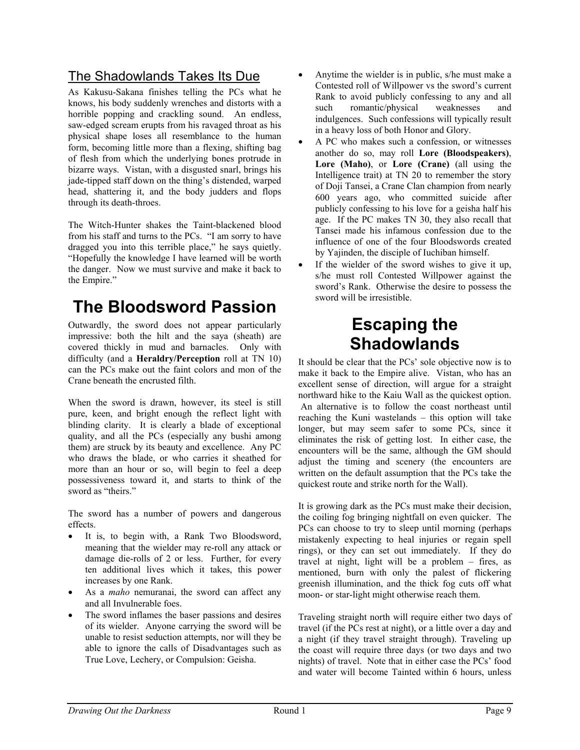## The Shadowlands Takes Its Due

As Kakusu-Sakana finishes telling the PCs what he knows, his body suddenly wrenches and distorts with a horrible popping and crackling sound. An endless, saw-edged scream erupts from his ravaged throat as his physical shape loses all resemblance to the human form, becoming little more than a flexing, shifting bag of flesh from which the underlying bones protrude in bizarre ways. Vistan, with a disgusted snarl, brings his jade-tipped staff down on the thing's distended, warped head, shattering it, and the body judders and flops through its death-throes.

The Witch-Hunter shakes the Taint-blackened blood from his staff and turns to the PCs. "I am sorry to have dragged you into this terrible place," he says quietly. "Hopefully the knowledge I have learned will be worth the danger. Now we must survive and make it back to the Empire."

# The Bloodsword Passion

Outwardly, the sword does not appear particularly impressive: both the hilt and the saya (sheath) are covered thickly in mud and barnacles. Only with difficulty (and a **Heraldry/Perception** roll at TN 10) can the PCs make out the faint colors and mon of the Crane beneath the encrusted filth.

When the sword is drawn, however, its steel is still pure, keen, and bright enough the reflect light with blinding clarity. It is clearly a blade of exceptional quality, and all the PCs (especially any bushi among them) are struck by its beauty and excellence. Any PC who draws the blade, or who carries it sheathed for more than an hour or so, will begin to feel a deep possessiveness toward it, and starts to think of the sword as "theirs."

The sword has a number of powers and dangerous effects.

- It is, to begin with, a Rank Two Bloodsword, meaning that the wielder may re-roll any attack or damage die-rolls of 2 or less. Further, for every ten additional lives which it takes, this power increases by one Rank.
- As a *maho* nemuranai, the sword can affect any and all Invulnerable foes.
- The sword inflames the baser passions and desires of its wielder. Anyone carrying the sword will be unable to resist seduction attempts, nor will they be able to ignore the calls of Disadvantages such as True Love, Lechery, or Compulsion: Geisha.
- Anytime the wielder is in public, s/he must make a Contested roll of Willpower vs the sword's current Rank to avoid publicly confessing to any and all such romantic/physical weaknesses and indulgences. Such confessions will typically result in a heavy loss of both Honor and Glory.
- A PC who makes such a confession, or witnesses another do so, may roll **Lore (Bloodspeakers)**, **Lore (Maho)**, or **Lore (Crane)** (all using the Intelligence trait) at TN 20 to remember the story of Doji Tansei, a Crane Clan champion from nearly 600 years ago, who committed suicide after publicly confessing to his love for a geisha half his age. If the PC makes TN 30, they also recall that Tansei made his infamous confession due to the influence of one of the four Bloodswords created by Yajinden, the disciple of Iuchiban himself.
- If the wielder of the sword wishes to give it up, s/he must roll Contested Willpower against the sword's Rank. Otherwise the desire to possess the sword will be irresistible.

# Escaping the Shadowlands

It should be clear that the PCs' sole objective now is to make it back to the Empire alive. Vistan, who has an excellent sense of direction, will argue for a straight northward hike to the Kaiu Wall as the quickest option. An alternative is to follow the coast northeast until reaching the Kuni wastelands – this option will take longer, but may seem safer to some PCs, since it eliminates the risk of getting lost. In either case, the encounters will be the same, although the GM should adjust the timing and scenery (the encounters are written on the default assumption that the PCs take the quickest route and strike north for the Wall).

It is growing dark as the PCs must make their decision, the coiling fog bringing nightfall on even quicker. The PCs can choose to try to sleep until morning (perhaps mistakenly expecting to heal injuries or regain spell rings), or they can set out immediately. If they do travel at night, light will be a problem – fires, as mentioned, burn with only the palest of flickering greenish illumination, and the thick fog cuts off what moon- or star-light might otherwise reach them.

Traveling straight north will require either two days of travel (if the PCs rest at night), or a little over a day and a night (if they travel straight through). Traveling up the coast will require three days (or two days and two nights) of travel. Note that in either case the PCs' food and water will become Tainted within 6 hours, unless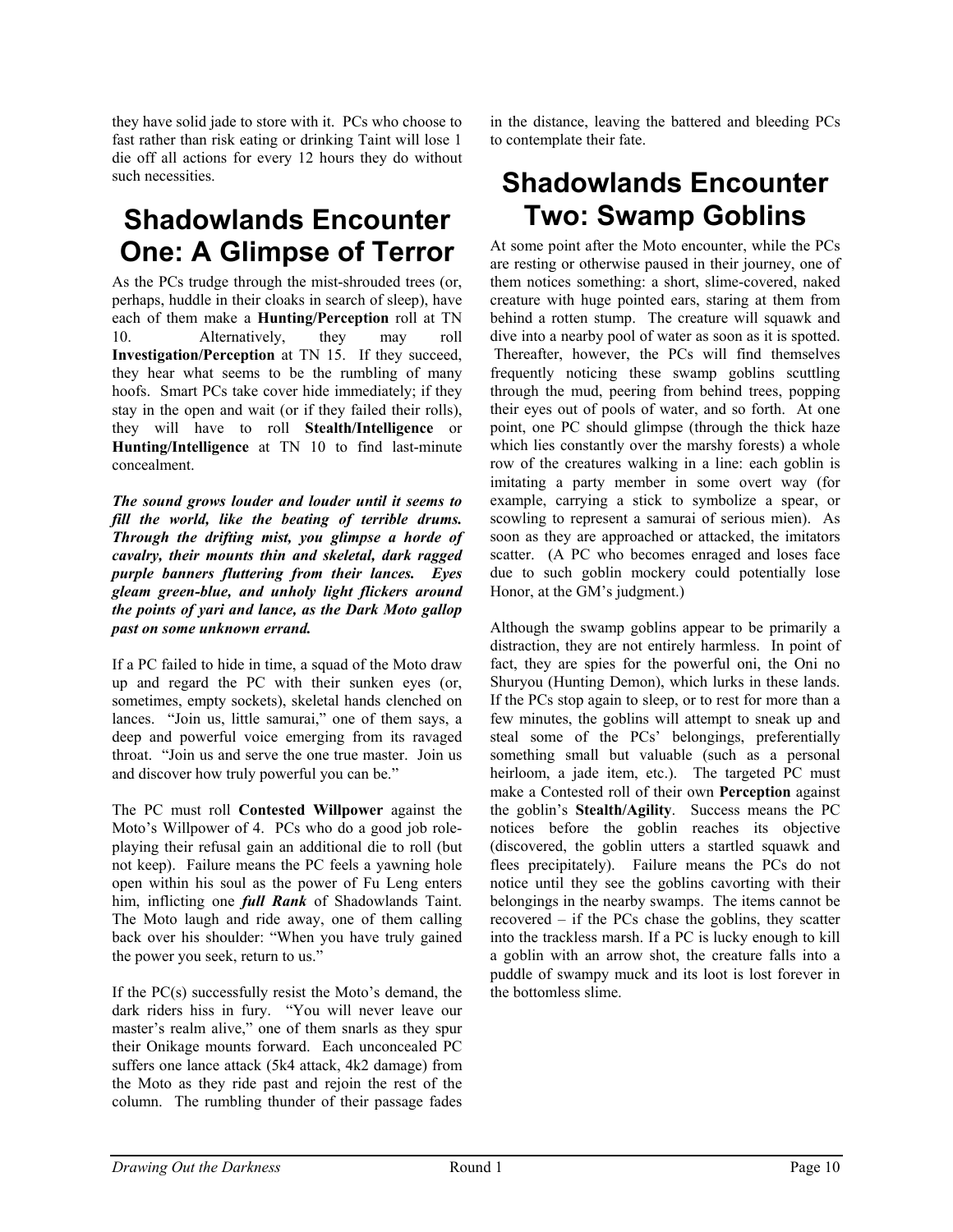they have solid jade to store with it. PCs who choose to fast rather than risk eating or drinking Taint will lose 1 die off all actions for every 12 hours they do without such necessities.

# Shadowlands Encounter One: A Glimpse of Terror

As the PCs trudge through the mist-shrouded trees (or, perhaps, huddle in their cloaks in search of sleep), have each of them make a **Hunting/Perception** roll at TN 10. Alternatively, they may roll **Investigation/Perception** at TN 15. If they succeed, they hear what seems to be the rumbling of many hoofs. Smart PCs take cover hide immediately; if they stay in the open and wait (or if they failed their rolls), they will have to roll **Stealth/Intelligence** or **Hunting/Intelligence** at TN 10 to find last-minute concealment.

***The sound grows louder and louder until it seems to fill the world, like the beating of terrible drums. Through the drifting mist, you glimpse a horde of cavalry, their mounts thin and skeletal, dark ragged purple banners fluttering from their lances. Eyes gleam green-blue, and unholy light flickers around the points of yari and lance, as the Dark Moto gallop past on some unknown errand.***

If a PC failed to hide in time, a squad of the Moto draw up and regard the PC with their sunken eyes (or, sometimes, empty sockets), skeletal hands clenched on lances. "Join us, little samurai," one of them says, a deep and powerful voice emerging from its ravaged throat. "Join us and serve the one true master. Join us and discover how truly powerful you can be."

The PC must roll **Contested Willpower** against the Moto's Willpower of 4. PCs who do a good job role-playing their refusal gain an additional die to roll (but not keep). Failure means the PC feels a yawning hole open within his soul as the power of Fu Leng enters him, inflicting one ***full Rank*** of Shadowlands Taint. The Moto laugh and ride away, one of them calling back over his shoulder: "When you have truly gained the power you seek, return to us."

If the PC(s) successfully resist the Moto's demand, the dark riders hiss in fury. "You will never leave our master's realm alive," one of them snarls as they spur their Onikage mounts forward. Each unconcealed PC suffers one lance attack (5k4 attack, 4k2 damage) from the Moto as they ride past and rejoin the rest of the column. The rumbling thunder of their passage fades in the distance, leaving the battered and bleeding PCs to contemplate their fate.

# Shadowlands Encounter Two: Swamp Goblins

At some point after the Moto encounter, while the PCs are resting or otherwise paused in their journey, one of them notices something: a short, slime-covered, naked creature with huge pointed ears, staring at them from behind a rotten stump. The creature will squawk and dive into a nearby pool of water as soon as it is spotted. Thereafter, however, the PCs will find themselves frequently noticing these swamp goblins scuttling through the mud, peering from behind trees, popping their eyes out of pools of water, and so forth. At one point, one PC should glimpse (through the thick haze which lies constantly over the marshy forests) a whole row of the creatures walking in a line: each goblin is imitating a party member in some overt way (for example, carrying a stick to symbolize a spear, or scowling to represent a samurai of serious mien). As soon as they are approached or attacked, the imitators scatter. (A PC who becomes enraged and loses face due to such goblin mockery could potentially lose Honor, at the GM's judgment.)

Although the swamp goblins appear to be primarily a distraction, they are not entirely harmless. In point of fact, they are spies for the powerful oni, the Oni no Shuryou (Hunting Demon), which lurks in these lands. If the PCs stop again to sleep, or to rest for more than a few minutes, the goblins will attempt to sneak up and steal some of the PCs' belongings, preferentially something small but valuable (such as a personal heirloom, a jade item, etc.). The targeted PC must make a Contested roll of their own **Perception** against the goblin's **Stealth/Agility**. Success means the PC notices before the goblin reaches its objective (discovered, the goblin utters a startled squawk and flees precipitately). Failure means the PCs do not notice until they see the goblins cavorting with their belongings in the nearby swamps. The items cannot be recovered – if the PCs chase the goblins, they scatter into the trackless marsh. If a PC is lucky enough to kill a goblin with an arrow shot, the creature falls into a puddle of swampy muck and its loot is lost forever in the bottomless slime.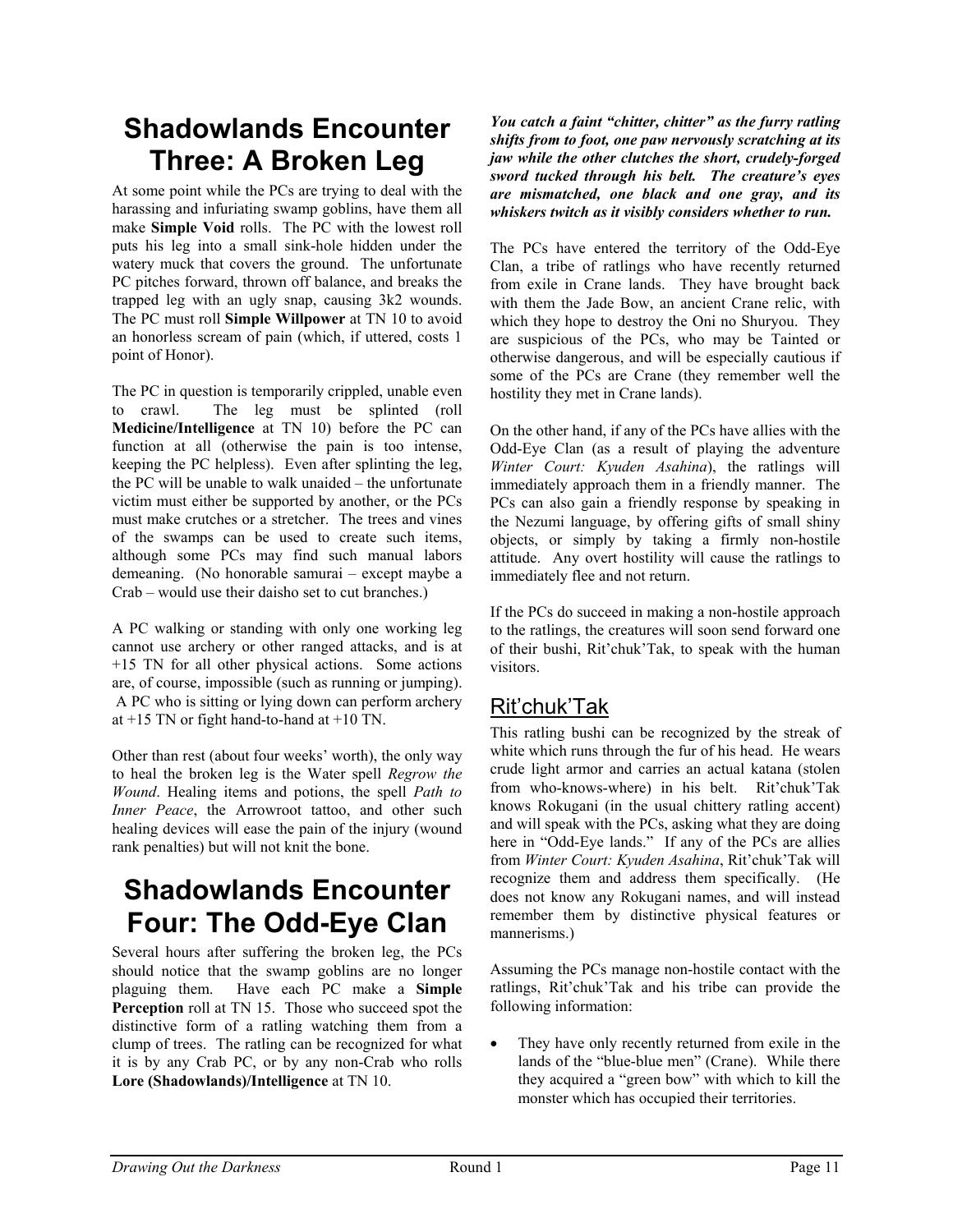# Shadowlands Encounter Three: A Broken Leg

At some point while the PCs are trying to deal with the harassing and infuriating swamp goblins, have them all make **Simple Void** rolls. The PC with the lowest roll puts his leg into a small sink-hole hidden under the watery muck that covers the ground. The unfortunate PC pitches forward, thrown off balance, and breaks the trapped leg with an ugly snap, causing 3k2 wounds. The PC must roll **Simple Willpower** at TN 10 to avoid an honorless scream of pain (which, if uttered, costs 1 point of Honor).

The PC in question is temporarily crippled, unable even to crawl. The leg must be splinted (roll **Medicine/Intelligence** at TN 10) before the PC can function at all (otherwise the pain is too intense, keeping the PC helpless). Even after splinting the leg, the PC will be unable to walk unaided – the unfortunate victim must either be supported by another, or the PCs must make crutches or a stretcher. The trees and vines of the swamps can be used to create such items, although some PCs may find such manual labors demeaning. (No honorable samurai – except maybe a Crab – would use their daisho set to cut branches.)

A PC walking or standing with only one working leg cannot use archery or other ranged attacks, and is at +15 TN for all other physical actions. Some actions are, of course, impossible (such as running or jumping). A PC who is sitting or lying down can perform archery at +15 TN or fight hand-to-hand at +10 TN.

Other than rest (about four weeks' worth), the only way to heal the broken leg is the Water spell *Regrow the Wound*. Healing items and potions, the spell *Path to Inner Peace*, the Arrowroot tattoo, and other such healing devices will ease the pain of the injury (wound rank penalties) but will not knit the bone.

# Shadowlands Encounter Four: The Odd-Eye Clan

Several hours after suffering the broken leg, the PCs should notice that the swamp goblins are no longer plaguing them. Have each PC make a **Simple Perception** roll at TN 15. Those who succeed spot the distinctive form of a ratling watching them from a clump of trees. The ratling can be recognized for what it is by any Crab PC, or by any non-Crab who rolls **Lore (Shadowlands)/Intelligence** at TN 10.

***You catch a faint "chitter, chitter" as the furry ratling shifts from to foot, one paw nervously scratching at its jaw while the other clutches the short, crudely-forged sword tucked through his belt. The creature's eyes are mismatched, one black and one gray, and its whiskers twitch as it visibly considers whether to run.***

The PCs have entered the territory of the Odd-Eye Clan, a tribe of ratlings who have recently returned from exile in Crane lands. They have brought back with them the Jade Bow, an ancient Crane relic, with which they hope to destroy the Oni no Shuryou. They are suspicious of the PCs, who may be Tainted or otherwise dangerous, and will be especially cautious if some of the PCs are Crane (they remember well the hostility they met in Crane lands).

On the other hand, if any of the PCs have allies with the Odd-Eye Clan (as a result of playing the adventure *Winter Court: Kyuden Asahina*), the ratlings will immediately approach them in a friendly manner. The PCs can also gain a friendly response by speaking in the Nezumi language, by offering gifts of small shiny objects, or simply by taking a firmly non-hostile attitude. Any overt hostility will cause the ratlings to immediately flee and not return.

If the PCs do succeed in making a non-hostile approach to the ratlings, the creatures will soon send forward one of their bushi, Rit'chuk'Tak, to speak with the human visitors.

## Rit'chuk'Tak

This ratling bushi can be recognized by the streak of white which runs through the fur of his head. He wears crude light armor and carries an actual katana (stolen from who-knows-where) in his belt. Rit'chuk'Tak knows Rokugani (in the usual chittery ratling accent) and will speak with the PCs, asking what they are doing here in "Odd-Eye lands." If any of the PCs are allies from *Winter Court: Kyuden Asahina*, Rit'chuk'Tak will recognize them and address them specifically. (He does not know any Rokugani names, and will instead remember them by distinctive physical features or mannerisms.)

Assuming the PCs manage non-hostile contact with the ratlings, Rit'chuk'Tak and his tribe can provide the following information:

- They have only recently returned from exile in the lands of the "blue-blue men" (Crane). While there they acquired a "green bow" with which to kill the monster which has occupied their territories.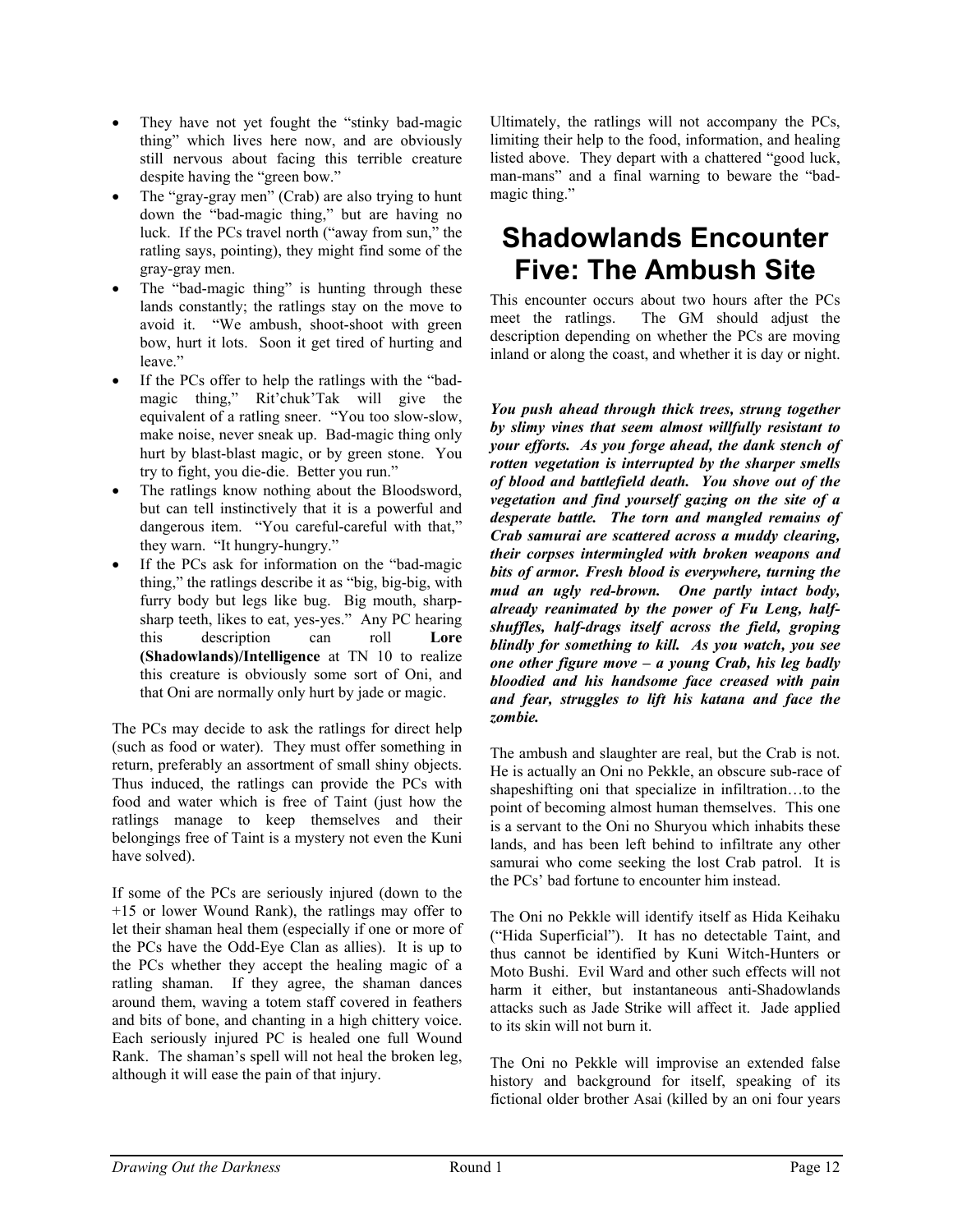- They have not yet fought the "stinky bad-magic thing" which lives here now, and are obviously still nervous about facing this terrible creature despite having the "green bow."
- The "gray-gray men" (Crab) are also trying to hunt down the "bad-magic thing," but are having no luck. If the PCs travel north ("away from sun," the ratling says, pointing), they might find some of the gray-gray men.
- The "bad-magic thing" is hunting through these lands constantly; the ratlings stay on the move to avoid it. "We ambush, shoot-shoot with green bow, hurt it lots. Soon it get tired of hurting and leave."
- If the PCs offer to help the ratlings with the "bad-magic thing," Rit'chuk'Tak will give the equivalent of a ratling sneer. "You too slow-slow, make noise, never sneak up. Bad-magic thing only hurt by blast-blast magic, or by green stone. You try to fight, you die-die. Better you run."
- The ratlings know nothing about the Bloodsword, but can tell instinctively that it is a powerful and dangerous item. "You careful-careful with that," they warn. "It hungry-hungry."
- If the PCs ask for information on the "bad-magic thing," the ratlings describe it as "big, big-big, with furry body but legs like bug. Big mouth, sharp-sharp teeth, likes to eat, yes-yes." Any PC hearing this description can roll **Lore (Shadowlands)/Intelligence** at TN 10 to realize this creature is obviously some sort of Oni, and that Oni are normally only hurt by jade or magic.

The PCs may decide to ask the ratlings for direct help (such as food or water). They must offer something in return, preferably an assortment of small shiny objects. Thus induced, the ratlings can provide the PCs with food and water which is free of Taint (just how the ratlings manage to keep themselves and their belongings free of Taint is a mystery not even the Kuni have solved).

If some of the PCs are seriously injured (down to the +15 or lower Wound Rank), the ratlings may offer to let their shaman heal them (especially if one or more of the PCs have the Odd-Eye Clan as allies). It is up to the PCs whether they accept the healing magic of a ratling shaman. If they agree, the shaman dances around them, waving a totem staff covered in feathers and bits of bone, and chanting in a high chittery voice. Each seriously injured PC is healed one full Wound Rank. The shaman's spell will not heal the broken leg, although it will ease the pain of that injury.

Ultimately, the ratlings will not accompany the PCs, limiting their help to the food, information, and healing listed above. They depart with a chattered "good luck, man-mans" and a final warning to beware the "bad-magic thing."

# Shadowlands Encounter Five: The Ambush Site

This encounter occurs about two hours after the PCs meet the ratlings. The GM should adjust the description depending on whether the PCs are moving inland or along the coast, and whether it is day or night.

***You push ahead through thick trees, strung together by slimy vines that seem almost willfully resistant to your efforts. As you forge ahead, the dank stench of rotten vegetation is interrupted by the sharper smells of blood and battlefield death. You shove out of the vegetation and find yourself gazing on the site of a desperate battle. The torn and mangled remains of Crab samurai are scattered across a muddy clearing, their corpses intermingled with broken weapons and bits of armor. Fresh blood is everywhere, turning the mud an ugly red-brown. One partly intact body, already reanimated by the power of Fu Leng, half-shuffles, half-drags itself across the field, groping blindly for something to kill. As you watch, you see one other figure move – a young Crab, his leg badly bloodied and his handsome face creased with pain and fear, struggles to lift his katana and face the zombie.***

The ambush and slaughter are real, but the Crab is not. He is actually an Oni no Pekkle, an obscure sub-race of shapeshifting oni that specialize in infiltration…to the point of becoming almost human themselves. This one is a servant to the Oni no Shuryou which inhabits these lands, and has been left behind to infiltrate any other samurai who come seeking the lost Crab patrol. It is the PCs' bad fortune to encounter him instead.

The Oni no Pekkle will identify itself as Hida Keihaku ("Hida Superficial"). It has no detectable Taint, and thus cannot be identified by Kuni Witch-Hunters or Moto Bushi. Evil Ward and other such effects will not harm it either, but instantaneous anti-Shadowlands attacks such as Jade Strike will affect it. Jade applied to its skin will not burn it.

The Oni no Pekkle will improvise an extended false history and background for itself, speaking of its fictional older brother Asai (killed by an oni four years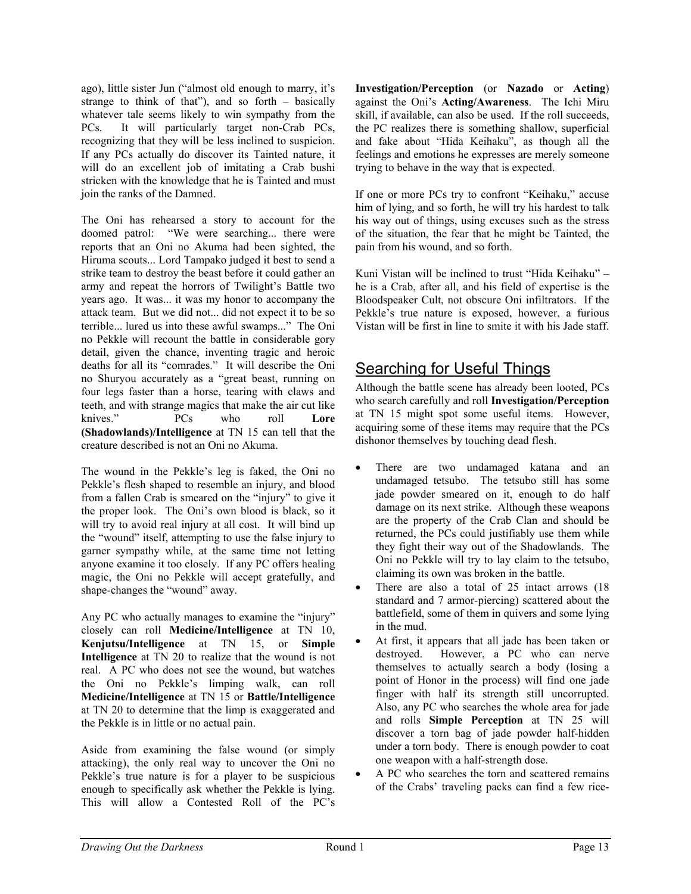ago), little sister Jun ("almost old enough to marry, it's strange to think of that"), and so forth – basically whatever tale seems likely to win sympathy from the PCs. It will particularly target non-Crab PCs, recognizing that they will be less inclined to suspicion. If any PCs actually do discover its Tainted nature, it will do an excellent job of imitating a Crab bushi stricken with the knowledge that he is Tainted and must join the ranks of the Damned.

The Oni has rehearsed a story to account for the doomed patrol: "We were searching... there were reports that an Oni no Akuma had been sighted, the Hiruma scouts... Lord Tampako judged it best to send a strike team to destroy the beast before it could gather an army and repeat the horrors of Twilight's Battle two years ago. It was... it was my honor to accompany the attack team. But we did not... did not expect it to be so terrible... lured us into these awful swamps..." The Oni no Pekkle will recount the battle in considerable gory detail, given the chance, inventing tragic and heroic deaths for all its "comrades." It will describe the Oni no Shuryou accurately as a "great beast, running on four legs faster than a horse, tearing with claws and teeth, and with strange magics that make the air cut like knives." PCs who roll **Lore (Shadowlands)/Intelligence** at TN 15 can tell that the creature described is not an Oni no Akuma.

The wound in the Pekkle's leg is faked, the Oni no Pekkle's flesh shaped to resemble an injury, and blood from a fallen Crab is smeared on the "injury" to give it the proper look. The Oni's own blood is black, so it will try to avoid real injury at all cost. It will bind up the "wound" itself, attempting to use the false injury to garner sympathy while, at the same time not letting anyone examine it too closely. If any PC offers healing magic, the Oni no Pekkle will accept gratefully, and shape-changes the "wound" away.

Any PC who actually manages to examine the "injury" closely can roll **Medicine/Intelligence** at TN 10, **Kenjutsu/Intelligence** at TN 15, or **Simple Intelligence** at TN 20 to realize that the wound is not real. A PC who does not see the wound, but watches the Oni no Pekkle's limping walk, can roll **Medicine/Intelligence** at TN 15 or **Battle/Intelligence** at TN 20 to determine that the limp is exaggerated and the Pekkle is in little or no actual pain.

Aside from examining the false wound (or simply attacking), the only real way to uncover the Oni no Pekkle's true nature is for a player to be suspicious enough to specifically ask whether the Pekkle is lying. This will allow a Contested Roll of the PC's **Investigation/Perception** (or **Nazado** or **Acting**) against the Oni's **Acting/Awareness**. The Ichi Miru skill, if available, can also be used. If the roll succeeds, the PC realizes there is something shallow, superficial and fake about "Hida Keihaku", as though all the feelings and emotions he expresses are merely someone trying to behave in the way that is expected.

If one or more PCs try to confront "Keihaku," accuse him of lying, and so forth, he will try his hardest to talk his way out of things, using excuses such as the stress of the situation, the fear that he might be Tainted, the pain from his wound, and so forth.

Kuni Vistan will be inclined to trust "Hida Keihaku" – he is a Crab, after all, and his field of expertise is the Bloodspeaker Cult, not obscure Oni infiltrators. If the Pekkle's true nature is exposed, however, a furious Vistan will be first in line to smite it with his Jade staff.

## Searching for Useful Things

Although the battle scene has already been looted, PCs who search carefully and roll **Investigation/Perception** at TN 15 might spot some useful items. However, acquiring some of these items may require that the PCs dishonor themselves by touching dead flesh.

- There are two undamaged katana and an undamaged tetsubo. The tetsubo still has some jade powder smeared on it, enough to do half damage on its next strike. Although these weapons are the property of the Crab Clan and should be returned, the PCs could justifiably use them while they fight their way out of the Shadowlands. The Oni no Pekkle will try to lay claim to the tetsubo, claiming its own was broken in the battle.
- There are also a total of 25 intact arrows (18 standard and 7 armor-piercing) scattered about the battlefield, some of them in quivers and some lying in the mud.
- At first, it appears that all jade has been taken or destroyed. However, a PC who can nerve themselves to actually search a body (losing a point of Honor in the process) will find one jade finger with half its strength still uncorrupted. Also, any PC who searches the whole area for jade and rolls **Simple Perception** at TN 25 will discover a torn bag of jade powder half-hidden under a torn body. There is enough powder to coat one weapon with a half-strength dose.
- A PC who searches the torn and scattered remains of the Crabs' traveling packs can find a few rice-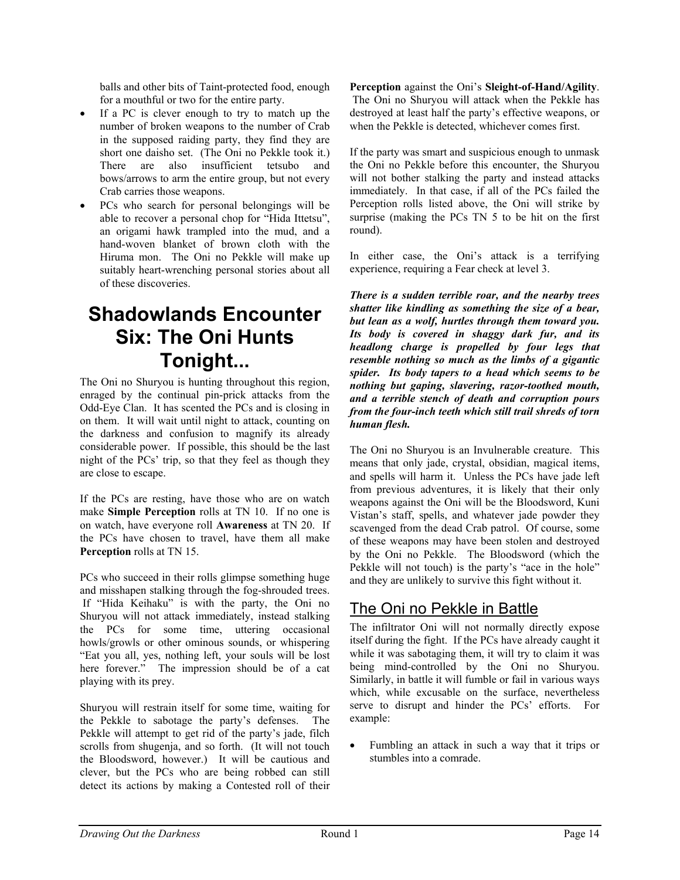balls and other bits of Taint-protected food, enough for a mouthful or two for the entire party.

- If a PC is clever enough to try to match up the number of broken weapons to the number of Crab in the supposed raiding party, they find they are short one daisho set. (The Oni no Pekkle took it.) There are also insufficient tetsubo and bows/arrows to arm the entire group, but not every Crab carries those weapons.
- PCs who search for personal belongings will be able to recover a personal chop for "Hida Ittetsu", an origami hawk trampled into the mud, and a hand-woven blanket of brown cloth with the Hiruma mon. The Oni no Pekkle will make up suitably heart-wrenching personal stories about all of these discoveries.

# Shadowlands Encounter Six: The Oni Hunts Tonight...

The Oni no Shuryou is hunting throughout this region, enraged by the continual pin-prick attacks from the Odd-Eye Clan. It has scented the PCs and is closing in on them. It will wait until night to attack, counting on the darkness and confusion to magnify its already considerable power. If possible, this should be the last night of the PCs' trip, so that they feel as though they are close to escape.

If the PCs are resting, have those who are on watch make **Simple Perception** rolls at TN 10. If no one is on watch, have everyone roll **Awareness** at TN 20. If the PCs have chosen to travel, have them all make **Perception** rolls at TN 15.

PCs who succeed in their rolls glimpse something huge and misshapen stalking through the fog-shrouded trees. If "Hida Keihaku" is with the party, the Oni no Shuryou will not attack immediately, instead stalking the PCs for some time, uttering occasional howls/growls or other ominous sounds, or whispering "Eat you all, yes, nothing left, your souls will be lost here forever." The impression should be of a cat playing with its prey.

Shuryou will restrain itself for some time, waiting for the Pekkle to sabotage the party's defenses. The Pekkle will attempt to get rid of the party's jade, filch scrolls from shugenja, and so forth. (It will not touch the Bloodsword, however.) It will be cautious and clever, but the PCs who are being robbed can still detect its actions by making a Contested roll of their **Perception** against the Oni's **Sleight-of-Hand/Agility**. The Oni no Shuryou will attack when the Pekkle has destroyed at least half the party's effective weapons, or when the Pekkle is detected, whichever comes first.

If the party was smart and suspicious enough to unmask the Oni no Pekkle before this encounter, the Shuryou will not bother stalking the party and instead attacks immediately. In that case, if all of the PCs failed the Perception rolls listed above, the Oni will strike by surprise (making the PCs TN 5 to be hit on the first round).

In either case, the Oni's attack is a terrifying experience, requiring a Fear check at level 3.

***There is a sudden terrible roar, and the nearby trees shatter like kindling as something the size of a bear, but lean as a wolf, hurtles through them toward you. Its body is covered in shaggy dark fur, and its headlong charge is propelled by four legs that resemble nothing so much as the limbs of a gigantic spider. Its body tapers to a head which seems to be nothing but gaping, slavering, razor-toothed mouth, and a terrible stench of death and corruption pours from the four-inch teeth which still trail shreds of torn human flesh.***

The Oni no Shuryou is an Invulnerable creature. This means that only jade, crystal, obsidian, magical items, and spells will harm it. Unless the PCs have jade left from previous adventures, it is likely that their only weapons against the Oni will be the Bloodsword, Kuni Vistan's staff, spells, and whatever jade powder they scavenged from the dead Crab patrol. Of course, some of these weapons may have been stolen and destroyed by the Oni no Pekkle. The Bloodsword (which the Pekkle will not touch) is the party's "ace in the hole" and they are unlikely to survive this fight without it.

## The Oni no Pekkle in Battle

The infiltrator Oni will not normally directly expose itself during the fight. If the PCs have already caught it while it was sabotaging them, it will try to claim it was being mind-controlled by the Oni no Shuryou. Similarly, in battle it will fumble or fail in various ways which, while excusable on the surface, nevertheless serve to disrupt and hinder the PCs' efforts. For example:

- Fumbling an attack in such a way that it trips or stumbles into a comrade.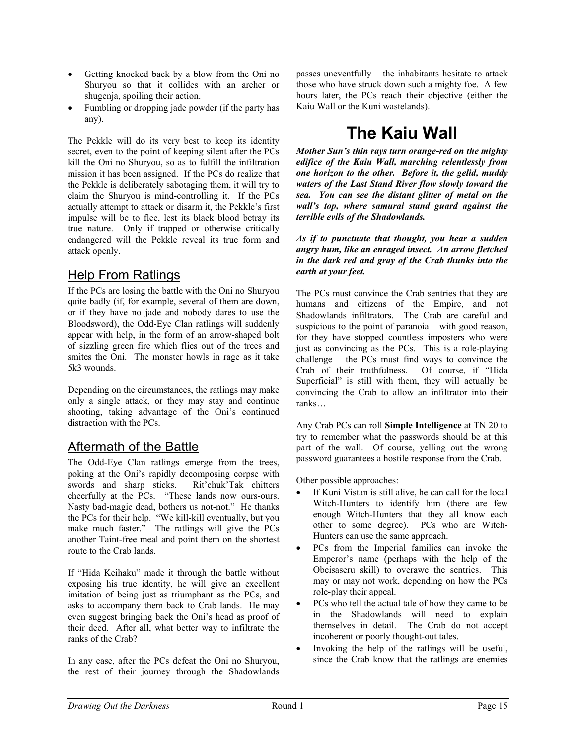- Getting knocked back by a blow from the Oni no Shuryou so that it collides with an archer or shugenja, spoiling their action.
- Fumbling or dropping jade powder (if the party has any).

The Pekkle will do its very best to keep its identity secret, even to the point of keeping silent after the PCs kill the Oni no Shuryou, so as to fulfill the infiltration mission it has been assigned. If the PCs do realize that the Pekkle is deliberately sabotaging them, it will try to claim the Shuryou is mind-controlling it. If the PCs actually attempt to attack or disarm it, the Pekkle's first impulse will be to flee, lest its black blood betray its true nature. Only if trapped or otherwise critically endangered will the Pekkle reveal its true form and attack openly.

## Help From Ratlings

If the PCs are losing the battle with the Oni no Shuryou quite badly (if, for example, several of them are down, or if they have no jade and nobody dares to use the Bloodsword), the Odd-Eye Clan ratlings will suddenly appear with help, in the form of an arrow-shaped bolt of sizzling green fire which flies out of the trees and smites the Oni. The monster howls in rage as it take 5k3 wounds.

Depending on the circumstances, the ratlings may make only a single attack, or they may stay and continue shooting, taking advantage of the Oni's continued distraction with the PCs.

## Aftermath of the Battle

The Odd-Eye Clan ratlings emerge from the trees, poking at the Oni's rapidly decomposing corpse with swords and sharp sticks. Rit'chuk'Tak chitters cheerfully at the PCs. "These lands now ours-ours. Nasty bad-magic dead, bothers us not-not." He thanks the PCs for their help. "We kill-kill eventually, but you make much faster." The ratlings will give the PCs another Taint-free meal and point them on the shortest route to the Crab lands.

If "Hida Keihaku" made it through the battle without exposing his true identity, he will give an excellent imitation of being just as triumphant as the PCs, and asks to accompany them back to Crab lands. He may even suggest bringing back the Oni's head as proof of their deed. After all, what better way to infiltrate the ranks of the Crab?

In any case, after the PCs defeat the Oni no Shuryou, the rest of their journey through the Shadowlands passes uneventfully – the inhabitants hesitate to attack those who have struck down such a mighty foe. A few hours later, the PCs reach their objective (either the Kaiu Wall or the Kuni wastelands).

# The Kaiu Wall

***Mother Sun's thin rays turn orange-red on the mighty edifice of the Kaiu Wall, marching relentlessly from one horizon to the other. Before it, the gelid, muddy waters of the Last Stand River flow slowly toward the sea. You can see the distant glitter of metal on the wall's top, where samurai stand guard against the terrible evils of the Shadowlands.***

***As if to punctuate that thought, you hear a sudden angry hum, like an enraged insect. An arrow fletched in the dark red and gray of the Crab thunks into the earth at your feet.***

The PCs must convince the Crab sentries that they are humans and citizens of the Empire, and not Shadowlands infiltrators. The Crab are careful and suspicious to the point of paranoia – with good reason, for they have stopped countless imposters who were just as convincing as the PCs. This is a role-playing challenge – the PCs must find ways to convince the Crab of their truthfulness. Of course, if "Hida Superficial" is still with them, they will actually be convincing the Crab to allow an infiltrator into their ranks…

Any Crab PCs can roll **Simple Intelligence** at TN 20 to try to remember what the passwords should be at this part of the wall. Of course, yelling out the wrong password guarantees a hostile response from the Crab.

Other possible approaches:

- If Kuni Vistan is still alive, he can call for the local Witch-Hunters to identify him (there are few enough Witch-Hunters that they all know each other to some degree). PCs who are Witch-Hunters can use the same approach.
- PCs from the Imperial families can invoke the Emperor's name (perhaps with the help of the Obeisaseru skill) to overawe the sentries. This may or may not work, depending on how the PCs role-play their appeal.
- PCs who tell the actual tale of how they came to be in the Shadowlands will need to explain themselves in detail. The Crab do not accept incoherent or poorly thought-out tales.
- Invoking the help of the ratlings will be useful, since the Crab know that the ratlings are enemies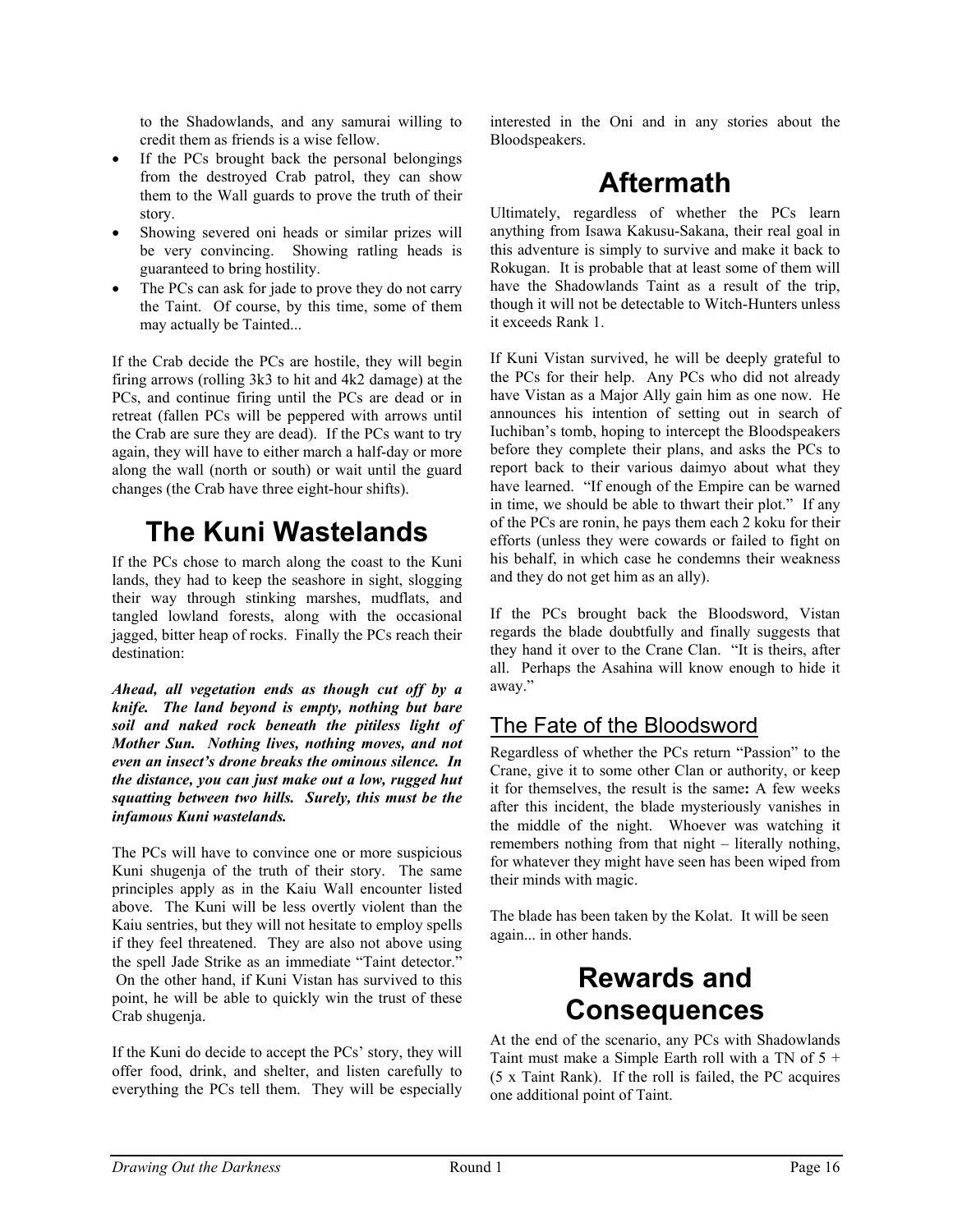to the Shadowlands, and any samurai willing to credit them as friends is a wise fellow.

- If the PCs brought back the personal belongings from the destroyed Crab patrol, they can show them to the Wall guards to prove the truth of their story.
- Showing severed oni heads or similar prizes will be very convincing. Showing ratling heads is guaranteed to bring hostility.
- The PCs can ask for jade to prove they do not carry the Taint. Of course, by this time, some of them may actually be Tainted...

If the Crab decide the PCs are hostile, they will begin firing arrows (rolling 3k3 to hit and 4k2 damage) at the PCs, and continue firing until the PCs are dead or in retreat (fallen PCs will be peppered with arrows until the Crab are sure they are dead). If the PCs want to try again, they will have to either march a half-day or more along the wall (north or south) or wait until the guard changes (the Crab have three eight-hour shifts).

# The Kuni Wastelands

If the PCs chose to march along the coast to the Kuni lands, they had to keep the seashore in sight, slogging their way through stinking marshes, mudflats, and tangled lowland forests, along with the occasional jagged, bitter heap of rocks. Finally the PCs reach their destination:

***Ahead, all vegetation ends as though cut off by a knife. The land beyond is empty, nothing but bare soil and naked rock beneath the pitiless light of Mother Sun. Nothing lives, nothing moves, and not even an insect's drone breaks the ominous silence. In the distance, you can just make out a low, rugged hut squatting between two hills. Surely, this must be the infamous Kuni wastelands.***

The PCs will have to convince one or more suspicious Kuni shugenja of the truth of their story. The same principles apply as in the Kaiu Wall encounter listed above. The Kuni will be less overtly violent than the Kaiu sentries, but they will not hesitate to employ spells if they feel threatened. They are also not above using the spell Jade Strike as an immediate "Taint detector." On the other hand, if Kuni Vistan has survived to this point, he will be able to quickly win the trust of these Crab shugenja.

If the Kuni do decide to accept the PCs' story, they will offer food, drink, and shelter, and listen carefully to everything the PCs tell them. They will be especially interested in the Oni and in any stories about the Bloodspeakers.

# Aftermath

Ultimately, regardless of whether the PCs learn anything from Isawa Kakusu-Sakana, their real goal in this adventure is simply to survive and make it back to Rokugan. It is probable that at least some of them will have the Shadowlands Taint as a result of the trip, though it will not be detectable to Witch-Hunters unless it exceeds Rank 1.

If Kuni Vistan survived, he will be deeply grateful to the PCs for their help. Any PCs who did not already have Vistan as a Major Ally gain him as one now. He announces his intention of setting out in search of Iuchiban's tomb, hoping to intercept the Bloodspeakers before they complete their plans, and asks the PCs to report back to their various daimyo about what they have learned. "If enough of the Empire can be warned in time, we should be able to thwart their plot." If any of the PCs are ronin, he pays them each 2 koku for their efforts (unless they were cowards or failed to fight on his behalf, in which case he condemns their weakness and they do not get him as an ally).

If the PCs brought back the Bloodsword, Vistan regards the blade doubtfully and finally suggests that they hand it over to the Crane Clan. "It is theirs, after all. Perhaps the Asahina will know enough to hide it away."

## The Fate of the Bloodsword

Regardless of whether the PCs return "Passion" to the Crane, give it to some other Clan or authority, or keep it for themselves, the result is the same**:** A few weeks after this incident, the blade mysteriously vanishes in the middle of the night. Whoever was watching it remembers nothing from that night – literally nothing, for whatever they might have seen has been wiped from their minds with magic.

The blade has been taken by the Kolat. It will be seen again... in other hands.

# Rewards and Consequences

At the end of the scenario, any PCs with Shadowlands Taint must make a Simple Earth roll with a TN of 5 + (5 x Taint Rank). If the roll is failed, the PC acquires one additional point of Taint.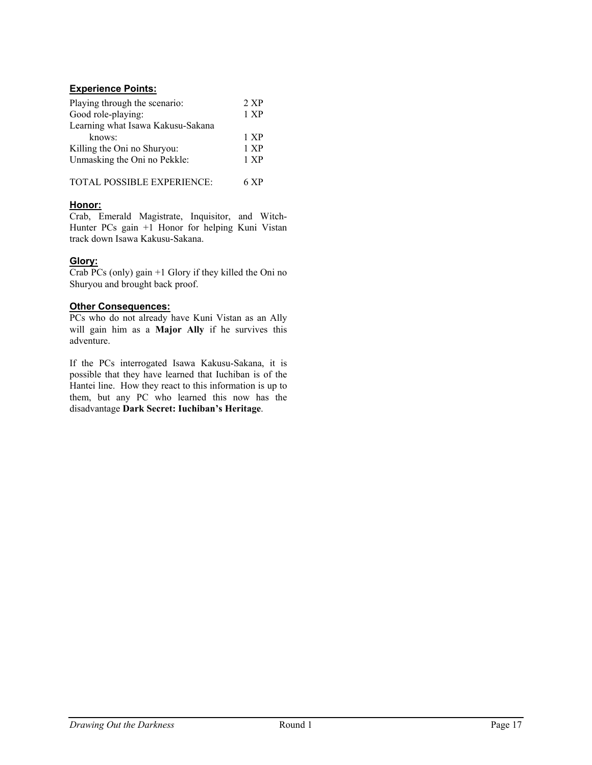**Experience Points:**

| | |
|---|---|
| Playing through the scenario: | 2 XP |
| Good role-playing: | 1 XP |
| Learning what Isawa Kakusu-Sakana knows: | 1 XP |
| Killing the Oni no Shuryou: | 1 XP |
| Unmasking the Oni no Pekkle: | 1 XP |
| | |
| TOTAL POSSIBLE EXPERIENCE: | 6 XP |

**Honor:**

Crab, Emerald Magistrate, Inquisitor, and Witch-Hunter PCs gain +1 Honor for helping Kuni Vistan track down Isawa Kakusu-Sakana.

**Glory:**

Crab PCs (only) gain +1 Glory if they killed the Oni no Shuryou and brought back proof.

**Other Consequences:**

PCs who do not already have Kuni Vistan as an Ally will gain him as a **Major Ally** if he survives this adventure.

If the PCs interrogated Isawa Kakusu-Sakana, it is possible that they have learned that Iuchiban is of the Hantei line. How they react to this information is up to them, but any PC who learned this now has the disadvantage **Dark Secret: Iuchiban's Heritage**.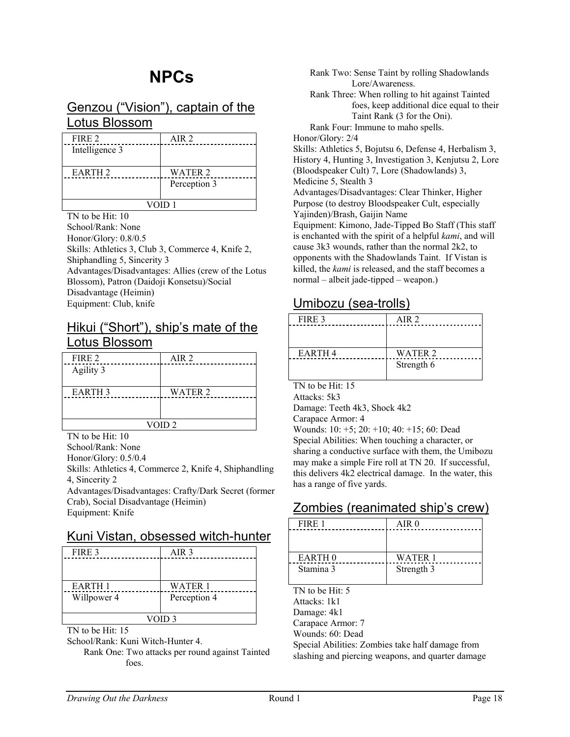# NPCs

## Genzou (“Vision”), captain of the Lotus Blossom

| FIRE 2 | AIR 2 |
|---|---|
| Intelligence 3 | |
| EARTH 2 | WATER 2 |
| | Perception 3 |
| VOID 1 | |

TN to be Hit: 10
School/Rank: None
Honor/Glory: 0.8/0.5
Skills: Athletics 3, Club 3, Commerce 4, Knife 2, Shiphandling 5, Sincerity 3
Advantages/Disadvantages: Allies (crew of the Lotus Blossom), Patron (Daidoji Konsetsu)/Social Disadvantage (Heimin)
Equipment: Club, knife

## Hikui (“Short”), ship’s mate of the Lotus Blossom

| FIRE 2 | AIR 2 |
|---|---|
| Agility 3 | |
| EARTH 3 | WATER 2 |
| | |
| VOID 2 | |

TN to be Hit: 10
School/Rank: None
Honor/Glory: 0.5/0.4
Skills: Athletics 4, Commerce 2, Knife 4, Shiphandling 4, Sincerity 2
Advantages/Disadvantages: Crafty/Dark Secret (former Crab), Social Disadvantage (Heimin)
Equipment: Knife

## Kuni Vistan, obsessed witch-hunter

| FIRE 3 | AIR 3 |
|---|---|
| | |
| EARTH 1 | WATER 1 |
| Willpower 4 | Perception 4 |
| VOID 3 | |

TN to be Hit: 15
School/Rank: Kuni Witch-Hunter 4.

- Rank One: Two attacks per round against Tainted foes.
- Rank Two: Sense Taint by rolling Shadowlands Lore/Awareness.
- Rank Three: When rolling to hit against Tainted foes, keep additional dice equal to their Taint Rank (3 for the Oni).
- Rank Four: Immune to maho spells.

Honor/Glory: 2/4
Skills: Athletics 5, Bojutsu 6, Defense 4, Herbalism 3, History 4, Hunting 3, Investigation 3, Kenjutsu 2, Lore (Bloodspeaker Cult) 7, Lore (Shadowlands) 3, Medicine 5, Stealth 3
Advantages/Disadvantages: Clear Thinker, Higher Purpose (to destroy Bloodspeaker Cult, especially Yajinden)/Brash, Gaijin Name
Equipment: Kimono, Jade-Tipped Bo Staff (This staff is enchanted with the spirit of a helpful *kami*, and will cause 3k3 wounds, rather than the normal 2k2, to opponents with the Shadowlands Taint. If Vistan is killed, the *kami* is released, and the staff becomes a normal – albeit jade-tipped – weapon.)

## Umibozu (sea-trolls)

| FIRE 3 | AIR 2 |
|---|---|
| | |
| EARTH 4 | WATER 2 |
| | Strength 6 |

TN to be Hit: 15
Attacks: 5k3
Damage: Teeth 4k3, Shock 4k2
Carapace Armor: 4
Wounds: 10: +5; 20: +10; 40: +15; 60: Dead
Special Abilities: When touching a character, or sharing a conductive surface with them, the Umibozu may make a simple Fire roll at TN 20. If successful, this delivers 4k2 electrical damage. In the water, this has a range of five yards.

## Zombies (reanimated ship’s crew)

| FIRE 1 | AIR 0 |
|---|---|
| | |
| EARTH 0 | WATER 1 |
| Stamina 3 | Strength 3 |

TN to be Hit: 5
Attacks: 1k1
Damage: 4k1
Carapace Armor: 7
Wounds: 60: Dead
Special Abilities: Zombies take half damage from slashing and piercing weapons, and quarter damage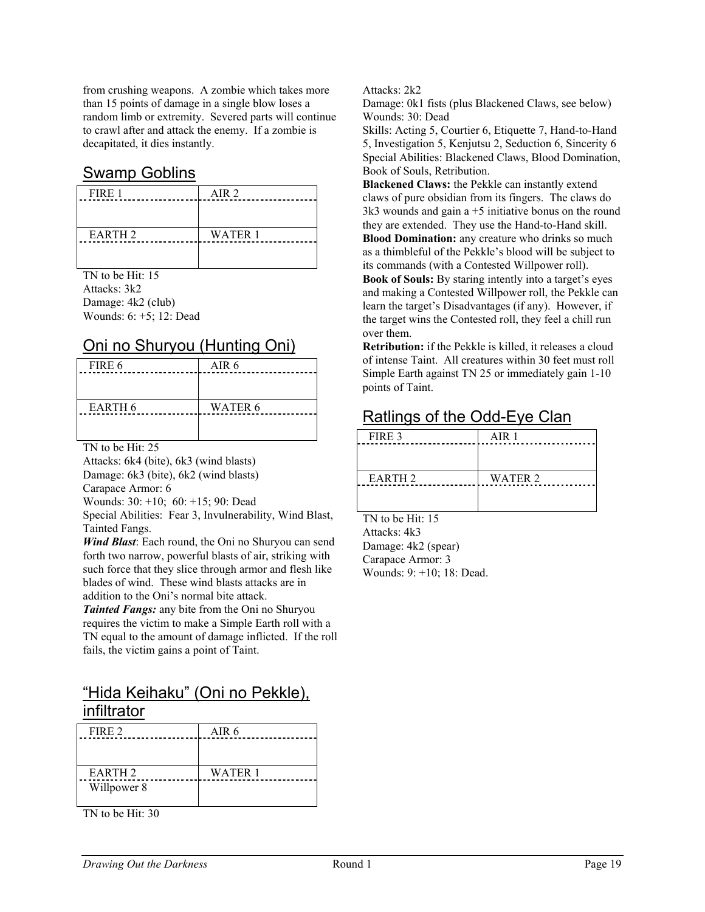from crushing weapons. A zombie which takes more than 15 points of damage in a single blow loses a random limb or extremity. Severed parts will continue to crawl after and attack the enemy. If a zombie is decapitated, it dies instantly.

## Swamp Goblins

| FIRE 1 | AIR 2 |
|---|---|
| | |
| EARTH 2 | WATER 1 |
| | |

TN to be Hit: 15
Attacks: 3k2
Damage: 4k2 (club)
Wounds: 6: +5; 12: Dead

## Oni no Shuryou (Hunting Oni)

| FIRE 6 | AIR 6 |
|---|---|
| | |
| EARTH 6 | WATER 6 |
| | |

TN to be Hit: 25
Attacks: 6k4 (bite), 6k3 (wind blasts)
Damage: 6k3 (bite), 6k2 (wind blasts)
Carapace Armor: 6
Wounds: 30: +10; 60: +15; 90: Dead
Special Abilities: Fear 3, Invulnerability, Wind Blast, Tainted Fangs.

***Wind Blast***: Each round, the Oni no Shuryou can send forth two narrow, powerful blasts of air, striking with such force that they slice through armor and flesh like blades of wind. These wind blasts attacks are in addition to the Oni's normal bite attack.

***Tainted Fangs:*** any bite from the Oni no Shuryou requires the victim to make a Simple Earth roll with a TN equal to the amount of damage inflicted. If the roll fails, the victim gains a point of Taint.

## "Hida Keihaku" (Oni no Pekkle), infiltrator

| FIRE 2 | AIR 6 |
|---|---|
| | |
| EARTH 2 | WATER 1 |
| Willpower 8 | |

TN to be Hit: 30
Attacks: 2k2
Damage: 0k1 fists (plus Blackened Claws, see below)
Wounds: 30: Dead
Skills: Acting 5, Courtier 6, Etiquette 7, Hand-to-Hand 5, Investigation 5, Kenjutsu 2, Seduction 6, Sincerity 6
Special Abilities: Blackened Claws, Blood Domination, Book of Souls, Retribution.

**Blackened Claws:** the Pekkle can instantly extend claws of pure obsidian from its fingers. The claws do 3k3 wounds and gain a +5 initiative bonus on the round they are extended. They use the Hand-to-Hand skill.

**Blood Domination:** any creature who drinks so much as a thimbleful of the Pekkle's blood will be subject to its commands (with a Contested Willpower roll).

**Book of Souls:** By staring intently into a target's eyes and making a Contested Willpower roll, the Pekkle can learn the target's Disadvantages (if any). However, if the target wins the Contested roll, they feel a chill run over them.

**Retribution:** if the Pekkle is killed, it releases a cloud of intense Taint. All creatures within 30 feet must roll Simple Earth against TN 25 or immediately gain 1-10 points of Taint.

## Ratlings of the Odd-Eye Clan

| FIRE 3 | AIR 1 |
|---|---|
| | |
| EARTH 2 | WATER 2 |
| | |

TN to be Hit: 15
Attacks: 4k3
Damage: 4k2 (spear)
Carapace Armor: 3
Wounds: 9: +10; 18: Dead.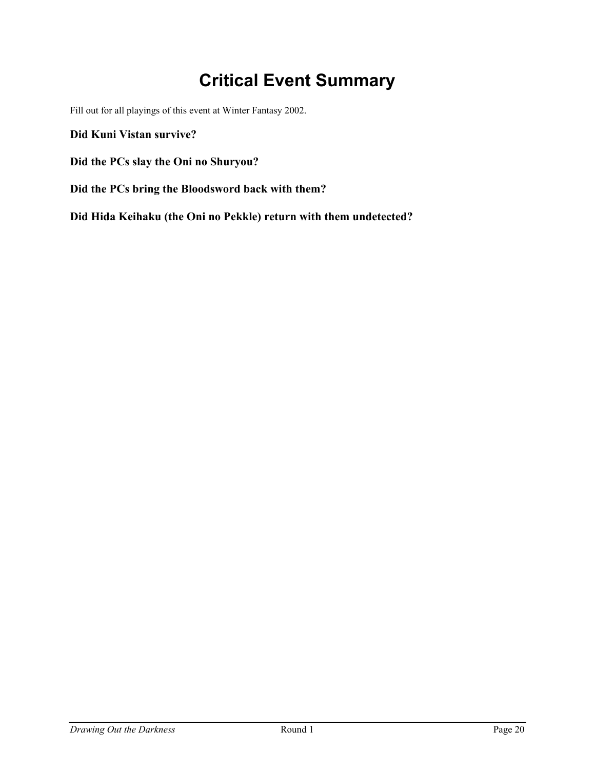# Critical Event Summary

Fill out for all playings of this event at Winter Fantasy 2002.

**Did Kuni Vistan survive?**

**Did the PCs slay the Oni no Shuryou?**

**Did the PCs bring the Bloodsword back with them?**

**Did Hida Keihaku (the Oni no Pekkle) return with them undetected?**